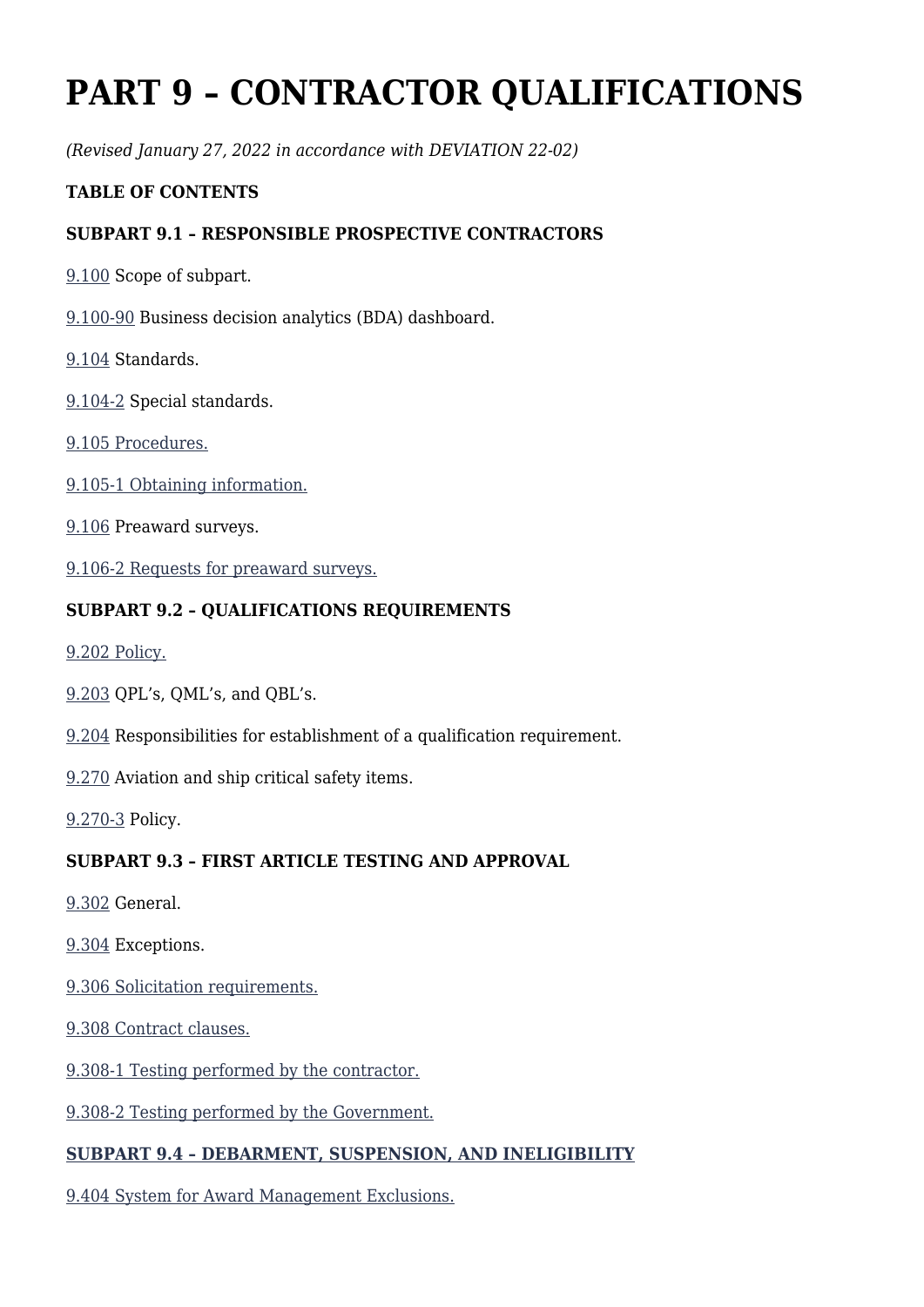# PART 9 – CONTRACTOR QUALIFICATIONS

*(Revised January 27, 2022 in accordance with DEVIATION 22-02)*

**TABLE OF CONTENTS**

**SUBPART 9.1 – RESPONSIBLE PROSPECTIVE CONTRACTORS**

9.100 Scope of subpart.

9.100-90 Business decision analytics (BDA) dashboard.

9.104 Standards.

9.104-2 Special standards.

9.105 Procedures.

9.105-1 Obtaining information.

9.106 Preaward surveys.

9.106-2 Requests for preaward surveys.

**SUBPART 9.2 – QUALIFICATIONS REQUIREMENTS**

9.202 Policy.

9.203 QPL's, QML's, and QBL's.

9.204 Responsibilities for establishment of a qualification requirement.

9.270 Aviation and ship critical safety items.

9.270-3 Policy.

**SUBPART 9.3 – FIRST ARTICLE TESTING AND APPROVAL**

9.302 General.

9.304 Exceptions.

9.306 Solicitation requirements.

9.308 Contract clauses.

9.308-1 Testing performed by the contractor.

9.308-2 Testing performed by the Government.

**SUBPART 9.4 – DEBARMENT, SUSPENSION, AND INELIGIBILITY**

9.404 System for Award Management Exclusions.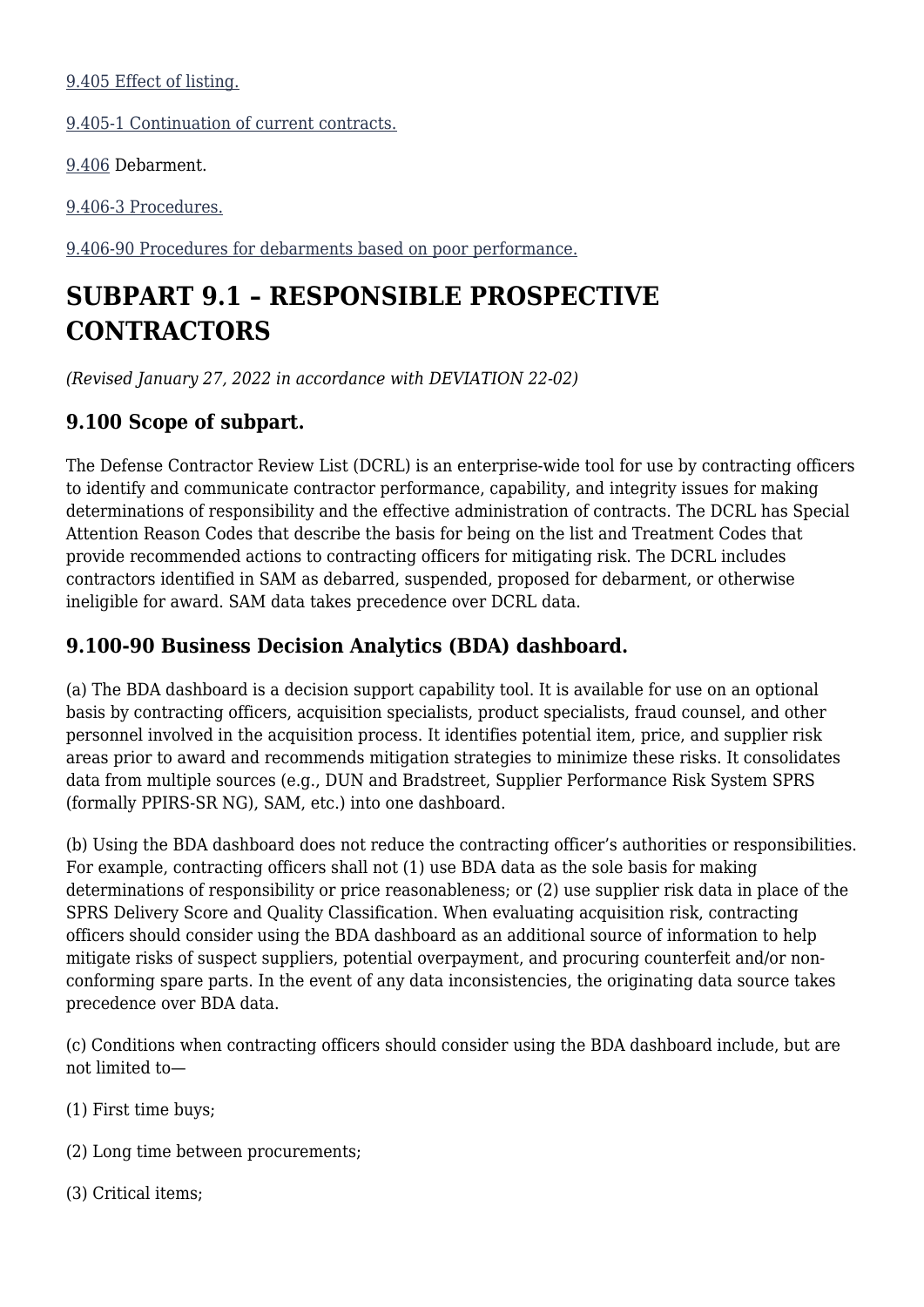[9.405 Effect of listing.](#)

[9.405-1 Continuation of current contracts.](#)

[9.406](#) Debarment.

[9.406-3 Procedures.](#)

[9.406-90 Procedures for debarments based on poor performance.](#)

# SUBPART 9.1 – RESPONSIBLE PROSPECTIVE CONTRACTORS

*(Revised January 27, 2022 in accordance with DEVIATION 22-02)*

## 9.100 Scope of subpart.

The Defense Contractor Review List (DCRL) is an enterprise-wide tool for use by contracting officers to identify and communicate contractor performance, capability, and integrity issues for making determinations of responsibility and the effective administration of contracts. The DCRL has Special Attention Reason Codes that describe the basis for being on the list and Treatment Codes that provide recommended actions to contracting officers for mitigating risk. The DCRL includes contractors identified in SAM as debarred, suspended, proposed for debarment, or otherwise ineligible for award. SAM data takes precedence over DCRL data.

## 9.100-90 Business Decision Analytics (BDA) dashboard.

(a) The BDA dashboard is a decision support capability tool. It is available for use on an optional basis by contracting officers, acquisition specialists, product specialists, fraud counsel, and other personnel involved in the acquisition process. It identifies potential item, price, and supplier risk areas prior to award and recommends mitigation strategies to minimize these risks. It consolidates data from multiple sources (e.g., DUN and Bradstreet, Supplier Performance Risk System SPRS (formally PPIRS-SR NG), SAM, etc.) into one dashboard.

(b) Using the BDA dashboard does not reduce the contracting officer's authorities or responsibilities. For example, contracting officers shall not (1) use BDA data as the sole basis for making determinations of responsibility or price reasonableness; or (2) use supplier risk data in place of the SPRS Delivery Score and Quality Classification. When evaluating acquisition risk, contracting officers should consider using the BDA dashboard as an additional source of information to help mitigate risks of suspect suppliers, potential overpayment, and procuring counterfeit and/or non-conforming spare parts. In the event of any data inconsistencies, the originating data source takes precedence over BDA data.

(c) Conditions when contracting officers should consider using the BDA dashboard include, but are not limited to—

(1) First time buys;

(2) Long time between procurements;

(3) Critical items;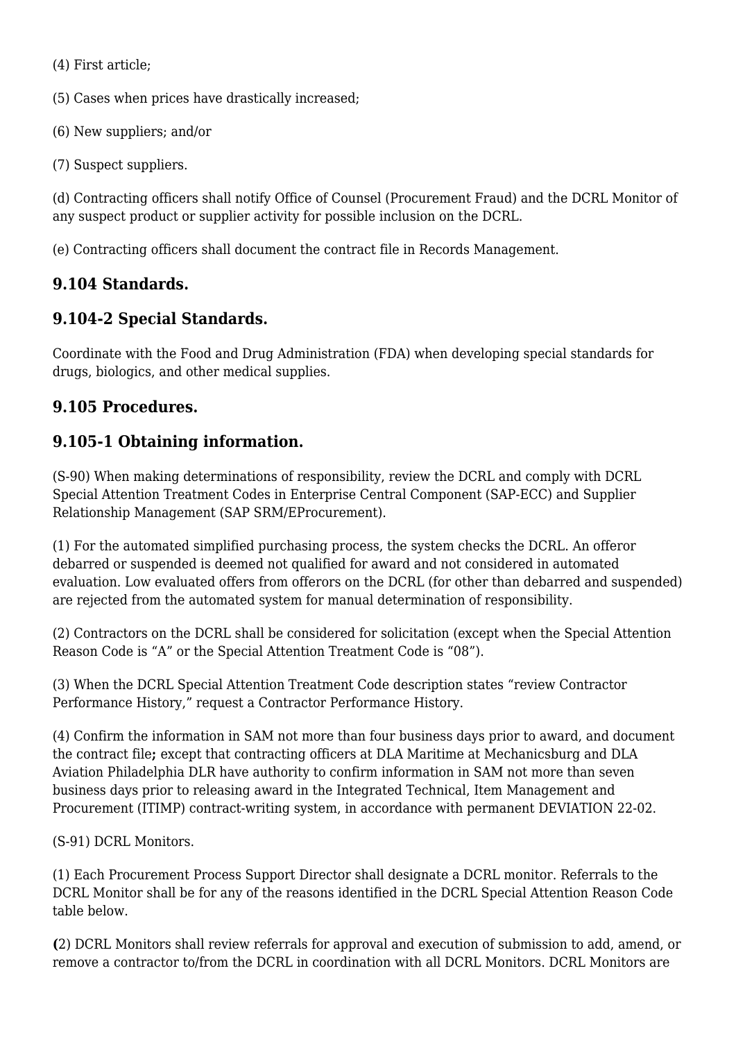(4) First article;

(5) Cases when prices have drastically increased;

(6) New suppliers; and/or

(7) Suspect suppliers.

(d) Contracting officers shall notify Office of Counsel (Procurement Fraud) and the DCRL Monitor of any suspect product or supplier activity for possible inclusion on the DCRL.

(e) Contracting officers shall document the contract file in Records Management.

## 9.104 Standards.

## 9.104-2 Special Standards.

Coordinate with the Food and Drug Administration (FDA) when developing special standards for drugs, biologics, and other medical supplies.

## 9.105 Procedures.

## 9.105-1 Obtaining information.

(S-90) When making determinations of responsibility, review the DCRL and comply with DCRL Special Attention Treatment Codes in Enterprise Central Component (SAP-ECC) and Supplier Relationship Management (SAP SRM/EProcurement).

(1) For the automated simplified purchasing process, the system checks the DCRL. An offeror debarred or suspended is deemed not qualified for award and not considered in automated evaluation. Low evaluated offers from offerors on the DCRL (for other than debarred and suspended) are rejected from the automated system for manual determination of responsibility.

(2) Contractors on the DCRL shall be considered for solicitation (except when the Special Attention Reason Code is "A" or the Special Attention Treatment Code is "08").

(3) When the DCRL Special Attention Treatment Code description states "review Contractor Performance History," request a Contractor Performance History.

(4) Confirm the information in SAM not more than four business days prior to award, and document the contract file**;** except that contracting officers at DLA Maritime at Mechanicsburg and DLA Aviation Philadelphia DLR have authority to confirm information in SAM not more than seven business days prior to releasing award in the Integrated Technical, Item Management and Procurement (ITIMP) contract-writing system, in accordance with permanent DEVIATION 22-02.

(S-91) DCRL Monitors.

(1) Each Procurement Process Support Director shall designate a DCRL monitor. Referrals to the DCRL Monitor shall be for any of the reasons identified in the DCRL Special Attention Reason Code table below.

**(**2) DCRL Monitors shall review referrals for approval and execution of submission to add, amend, or remove a contractor to/from the DCRL in coordination with all DCRL Monitors. DCRL Monitors are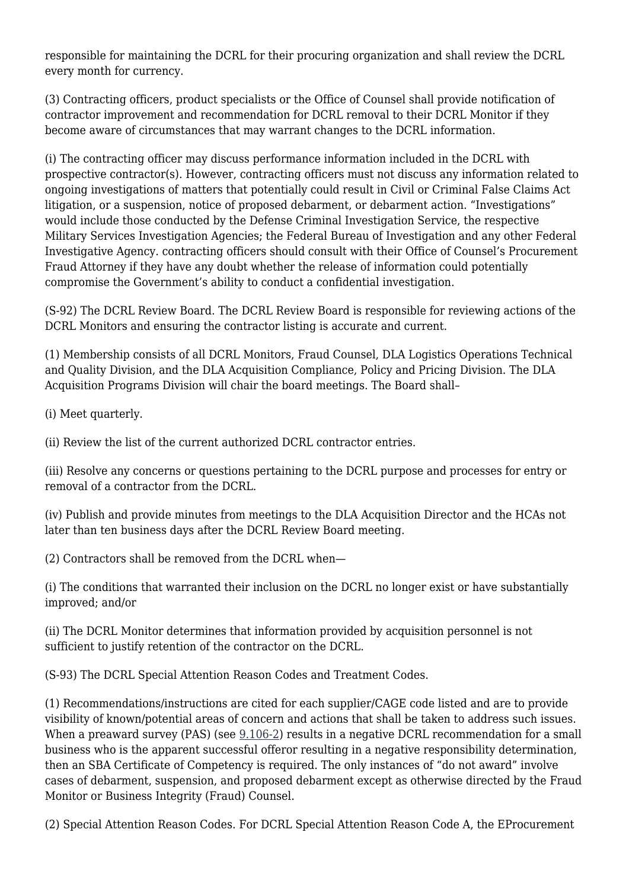responsible for maintaining the DCRL for their procuring organization and shall review the DCRL every month for currency.

(3) Contracting officers, product specialists or the Office of Counsel shall provide notification of contractor improvement and recommendation for DCRL removal to their DCRL Monitor if they become aware of circumstances that may warrant changes to the DCRL information.

(i) The contracting officer may discuss performance information included in the DCRL with prospective contractor(s). However, contracting officers must not discuss any information related to ongoing investigations of matters that potentially could result in Civil or Criminal False Claims Act litigation, or a suspension, notice of proposed debarment, or debarment action. "Investigations" would include those conducted by the Defense Criminal Investigation Service, the respective Military Services Investigation Agencies; the Federal Bureau of Investigation and any other Federal Investigative Agency. contracting officers should consult with their Office of Counsel's Procurement Fraud Attorney if they have any doubt whether the release of information could potentially compromise the Government's ability to conduct a confidential investigation.

(S-92) The DCRL Review Board. The DCRL Review Board is responsible for reviewing actions of the DCRL Monitors and ensuring the contractor listing is accurate and current.

(1) Membership consists of all DCRL Monitors, Fraud Counsel, DLA Logistics Operations Technical and Quality Division, and the DLA Acquisition Compliance, Policy and Pricing Division. The DLA Acquisition Programs Division will chair the board meetings. The Board shall–

(i) Meet quarterly.

(ii) Review the list of the current authorized DCRL contractor entries.

(iii) Resolve any concerns or questions pertaining to the DCRL purpose and processes for entry or removal of a contractor from the DCRL.

(iv) Publish and provide minutes from meetings to the DLA Acquisition Director and the HCAs not later than ten business days after the DCRL Review Board meeting.

(2) Contractors shall be removed from the DCRL when—

(i) The conditions that warranted their inclusion on the DCRL no longer exist or have substantially improved; and/or

(ii) The DCRL Monitor determines that information provided by acquisition personnel is not sufficient to justify retention of the contractor on the DCRL.

(S-93) The DCRL Special Attention Reason Codes and Treatment Codes.

(1) Recommendations/instructions are cited for each supplier/CAGE code listed and are to provide visibility of known/potential areas of concern and actions that shall be taken to address such issues. When a preaward survey (PAS) (see 9.106-2) results in a negative DCRL recommendation for a small business who is the apparent successful offeror resulting in a negative responsibility determination, then an SBA Certificate of Competency is required. The only instances of "do not award" involve cases of debarment, suspension, and proposed debarment except as otherwise directed by the Fraud Monitor or Business Integrity (Fraud) Counsel.

(2) Special Attention Reason Codes. For DCRL Special Attention Reason Code A, the EProcurement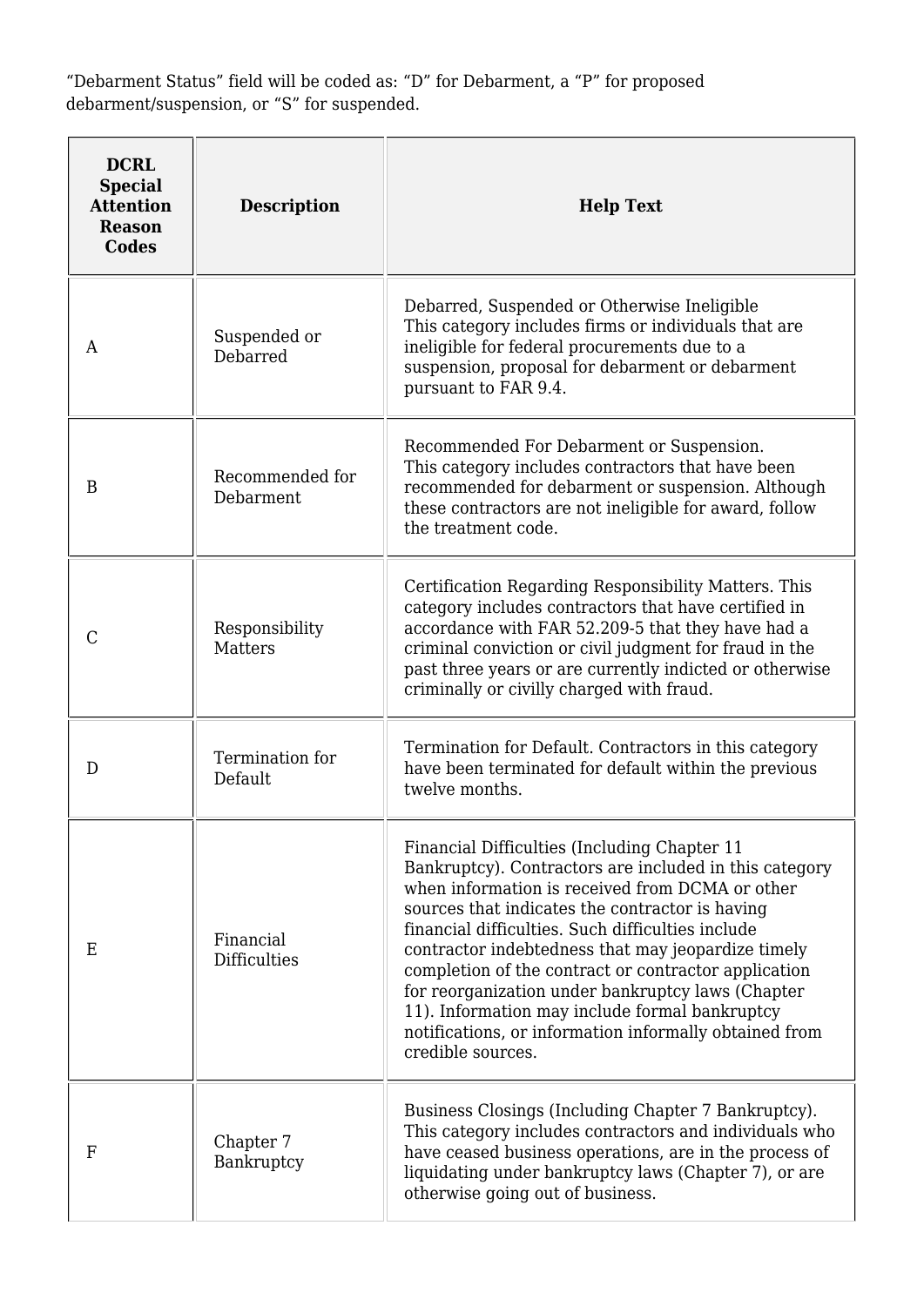"Debarment Status" field will be coded as: "D" for Debarment, a "P" for proposed debarment/suspension, or "S" for suspended.

| DCRL Special Attention Reason Codes | Description | Help Text |
|---|---|---|
| A | Suspended or Debarred | Debarred, Suspended or Otherwise Ineligible This category includes firms or individuals that are ineligible for federal procurements due to a suspension, proposal for debarment or debarment pursuant to FAR 9.4. |
| B | Recommended for Debarment | Recommended For Debarment or Suspension. This category includes contractors that have been recommended for debarment or suspension. Although these contractors are not ineligible for award, follow the treatment code. |
| C | Responsibility Matters | Certification Regarding Responsibility Matters. This category includes contractors that have certified in accordance with FAR 52.209-5 that they have had a criminal conviction or civil judgment for fraud in the past three years or are currently indicted or otherwise criminally or civilly charged with fraud. |
| D | Termination for Default | Termination for Default. Contractors in this category have been terminated for default within the previous twelve months. |
| E | Financial Difficulties | Financial Difficulties (Including Chapter 11 Bankruptcy). Contractors are included in this category when information is received from DCMA or other sources that indicates the contractor is having financial difficulties. Such difficulties include contractor indebtedness that may jeopardize timely completion of the contract or contractor application for reorganization under bankruptcy laws (Chapter 11). Information may include formal bankruptcy notifications, or information informally obtained from credible sources. |
| F | Chapter 7 Bankruptcy | Business Closings (Including Chapter 7 Bankruptcy). This category includes contractors and individuals who have ceased business operations, are in the process of liquidating under bankruptcy laws (Chapter 7), or are otherwise going out of business. |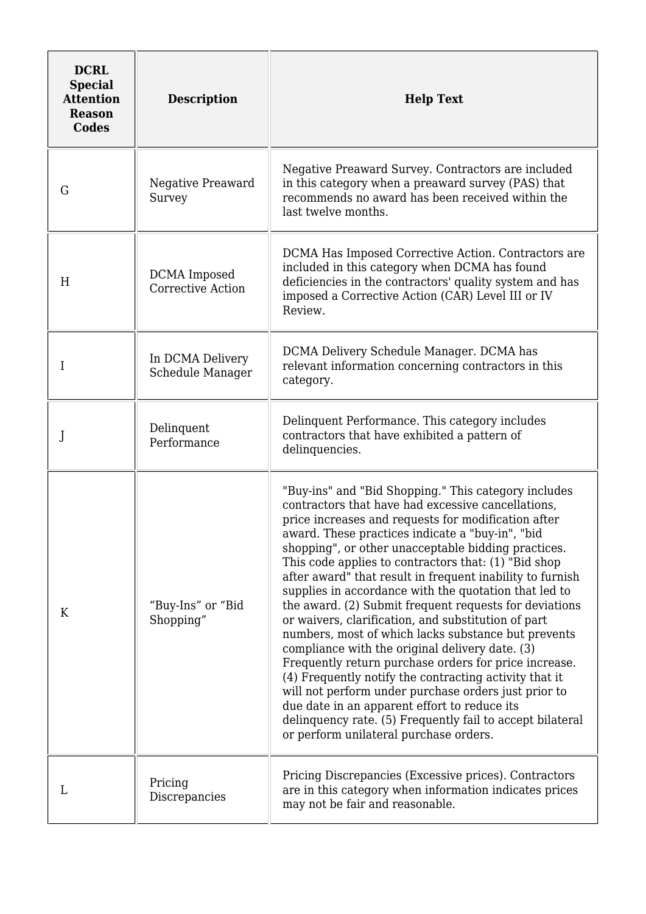| DCRL Special Attention Reason Codes | Description | Help Text |
|---|---|---|
| G | Negative Preaward Survey | Negative Preaward Survey. Contractors are included in this category when a preaward survey (PAS) that recommends no award has been received within the last twelve months. |
| H | DCMA Imposed Corrective Action | DCMA Has Imposed Corrective Action. Contractors are included in this category when DCMA has found deficiencies in the contractors' quality system and has imposed a Corrective Action (CAR) Level III or IV Review. |
| I | In DCMA Delivery Schedule Manager | DCMA Delivery Schedule Manager. DCMA has relevant information concerning contractors in this category. |
| J | Delinquent Performance | Delinquent Performance. This category includes contractors that have exhibited a pattern of delinquencies. |
| K | "Buy-Ins" or "Bid Shopping" | "Buy-ins" and "Bid Shopping." This category includes contractors that have had excessive cancellations, price increases and requests for modification after award. These practices indicate a "buy-in", "bid shopping", or other unacceptable bidding practices. This code applies to contractors that: (1) "Bid shop after award" that result in frequent inability to furnish supplies in accordance with the quotation that led to the award. (2) Submit frequent requests for deviations or waivers, clarification, and substitution of part numbers, most of which lacks substance but prevents compliance with the original delivery date. (3) Frequently return purchase orders for price increase. (4) Frequently notify the contracting activity that it will not perform under purchase orders just prior to due date in an apparent effort to reduce its delinquency rate. (5) Frequently fail to accept bilateral or perform unilateral purchase orders. |
| L | Pricing Discrepancies | Pricing Discrepancies (Excessive prices). Contractors are in this category when information indicates prices may not be fair and reasonable. |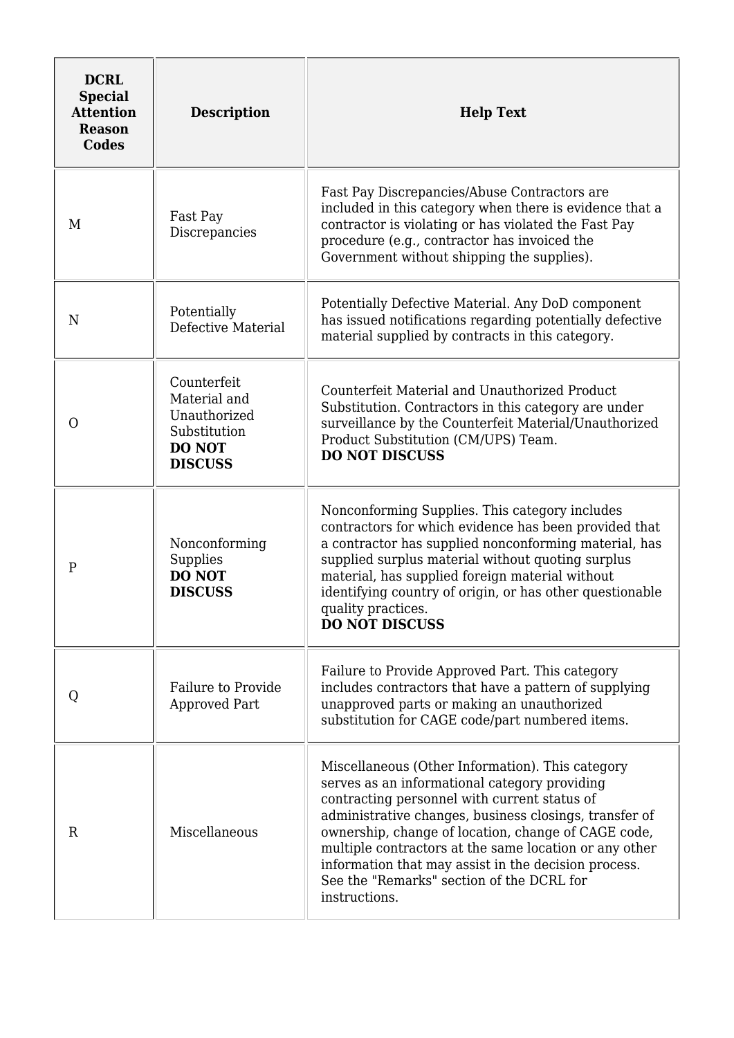| DCRL Special Attention Reason Codes | Description | Help Text |
|---|---|---|
| M | Fast Pay Discrepancies | Fast Pay Discrepancies/Abuse Contractors are included in this category when there is evidence that a contractor is violating or has violated the Fast Pay procedure (e.g., contractor has invoiced the Government without shipping the supplies). |
| N | Potentially Defective Material | Potentially Defective Material. Any DoD component has issued notifications regarding potentially defective material supplied by contracts in this category. |
| O | Counterfeit Material and Unauthorized Substitution **DO NOT DISCUSS** | Counterfeit Material and Unauthorized Product Substitution. Contractors in this category are under surveillance by the Counterfeit Material/Unauthorized Product Substitution (CM/UPS) Team. **DO NOT DISCUSS** |
| P | Nonconforming Supplies **DO NOT DISCUSS** | Nonconforming Supplies. This category includes contractors for which evidence has been provided that a contractor has supplied nonconforming material, has supplied surplus material without quoting surplus material, has supplied foreign material without identifying country of origin, or has other questionable quality practices. **DO NOT DISCUSS** |
| Q | Failure to Provide Approved Part | Failure to Provide Approved Part. This category includes contractors that have a pattern of supplying unapproved parts or making an unauthorized substitution for CAGE code/part numbered items. |
| R | Miscellaneous | Miscellaneous (Other Information). This category serves as an informational category providing contracting personnel with current status of administrative changes, business closings, transfer of ownership, change of location, change of CAGE code, multiple contractors at the same location or any other information that may assist in the decision process. See the "Remarks" section of the DCRL for instructions. |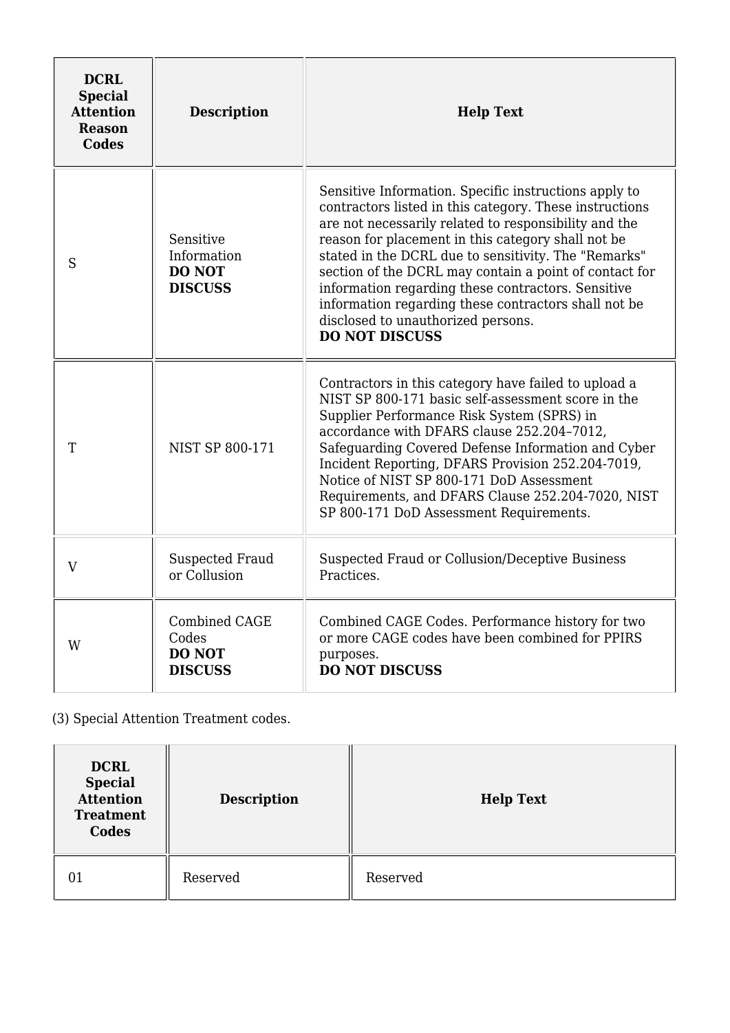| DCRL Special Attention Reason Codes | Description | Help Text |
|---|---|---|
| S | Sensitive Information **DO NOT DISCUSS** | Sensitive Information. Specific instructions apply to contractors listed in this category. These instructions are not necessarily related to responsibility and the reason for placement in this category shall not be stated in the DCRL due to sensitivity. The "Remarks" section of the DCRL may contain a point of contact for information regarding these contractors. Sensitive information regarding these contractors shall not be disclosed to unauthorized persons. **DO NOT DISCUSS** |
| T | NIST SP 800-171 | Contractors in this category have failed to upload a NIST SP 800-171 basic self-assessment score in the Supplier Performance Risk System (SPRS) in accordance with DFARS clause 252.204–7012, Safeguarding Covered Defense Information and Cyber Incident Reporting, DFARS Provision 252.204-7019, Notice of NIST SP 800-171 DoD Assessment Requirements, and DFARS Clause 252.204-7020, NIST SP 800-171 DoD Assessment Requirements. |
| V | Suspected Fraud or Collusion | Suspected Fraud or Collusion/Deceptive Business Practices. |
| W | Combined CAGE Codes **DO NOT DISCUSS** | Combined CAGE Codes. Performance history for two or more CAGE codes have been combined for PPIRS purposes. **DO NOT DISCUSS** |

(3) Special Attention Treatment codes.

| DCRL Special Attention Treatment Codes | Description | Help Text |
|---|---|---|
| 01 | Reserved | Reserved |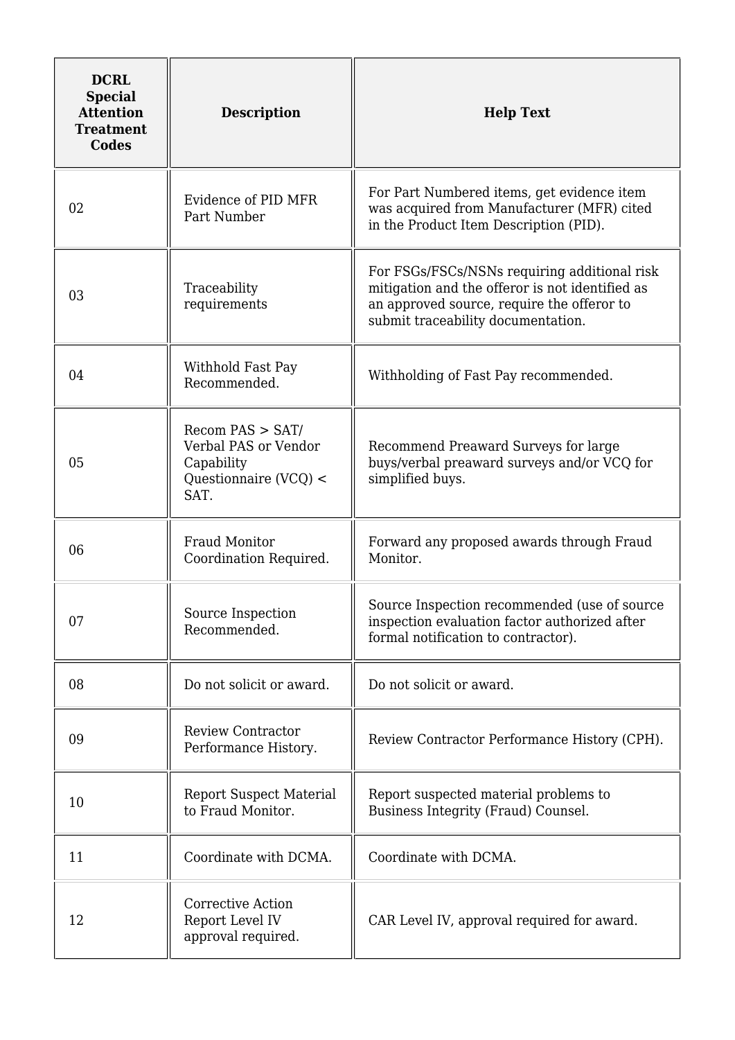| DCRL Special Attention Treatment Codes | Description | Help Text |
|---|---|---|
| 02 | Evidence of PID MFR Part Number | For Part Numbered items, get evidence item was acquired from Manufacturer (MFR) cited in the Product Item Description (PID). |
| 03 | Traceability requirements | For FSGs/FSCs/NSNs requiring additional risk mitigation and the offeror is not identified as an approved source, require the offeror to submit traceability documentation. |
| 04 | Withhold Fast Pay Recommended. | Withholding of Fast Pay recommended. |
| 05 | Recom PAS > SAT/ Verbal PAS or Vendor Capability Questionnaire (VCQ) < SAT. | Recommend Preaward Surveys for large buys/verbal preaward surveys and/or VCQ for simplified buys. |
| 06 | Fraud Monitor Coordination Required. | Forward any proposed awards through Fraud Monitor. |
| 07 | Source Inspection Recommended. | Source Inspection recommended (use of source inspection evaluation factor authorized after formal notification to contractor). |
| 08 | Do not solicit or award. | Do not solicit or award. |
| 09 | Review Contractor Performance History. | Review Contractor Performance History (CPH). |
| 10 | Report Suspect Material to Fraud Monitor. | Report suspected material problems to Business Integrity (Fraud) Counsel. |
| 11 | Coordinate with DCMA. | Coordinate with DCMA. |
| 12 | Corrective Action Report Level IV approval required. | CAR Level IV, approval required for award. |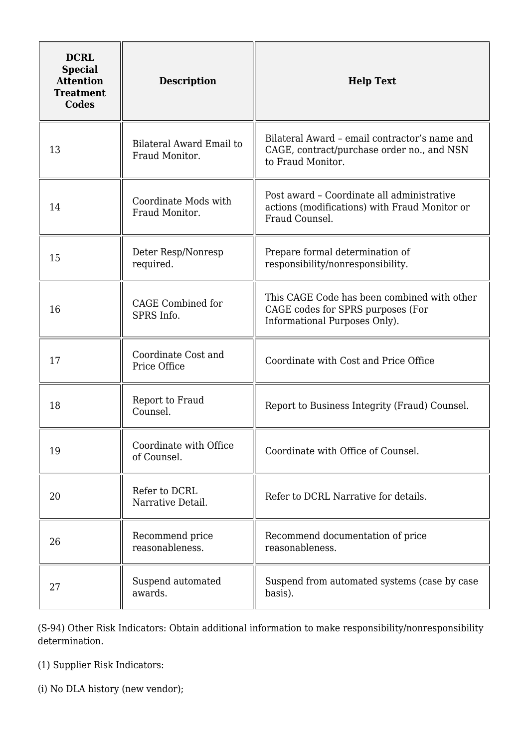| DCRL Special Attention Treatment Codes | Description | Help Text |
|---|---|---|
| 13 | Bilateral Award Email to Fraud Monitor. | Bilateral Award – email contractor's name and CAGE, contract/purchase order no., and NSN to Fraud Monitor. |
| 14 | Coordinate Mods with Fraud Monitor. | Post award – Coordinate all administrative actions (modifications) with Fraud Monitor or Fraud Counsel. |
| 15 | Deter Resp/Nonresp required. | Prepare formal determination of responsibility/nonresponsibility. |
| 16 | CAGE Combined for SPRS Info. | This CAGE Code has been combined with other CAGE codes for SPRS purposes (For Informational Purposes Only). |
| 17 | Coordinate Cost and Price Office | Coordinate with Cost and Price Office |
| 18 | Report to Fraud Counsel. | Report to Business Integrity (Fraud) Counsel. |
| 19 | Coordinate with Office of Counsel. | Coordinate with Office of Counsel. |
| 20 | Refer to DCRL Narrative Detail. | Refer to DCRL Narrative for details. |
| 26 | Recommend price reasonableness. | Recommend documentation of price reasonableness. |
| 27 | Suspend automated awards. | Suspend from automated systems (case by case basis). |

(S-94) Other Risk Indicators: Obtain additional information to make responsibility/nonresponsibility determination.

(1) Supplier Risk Indicators:

(i) No DLA history (new vendor);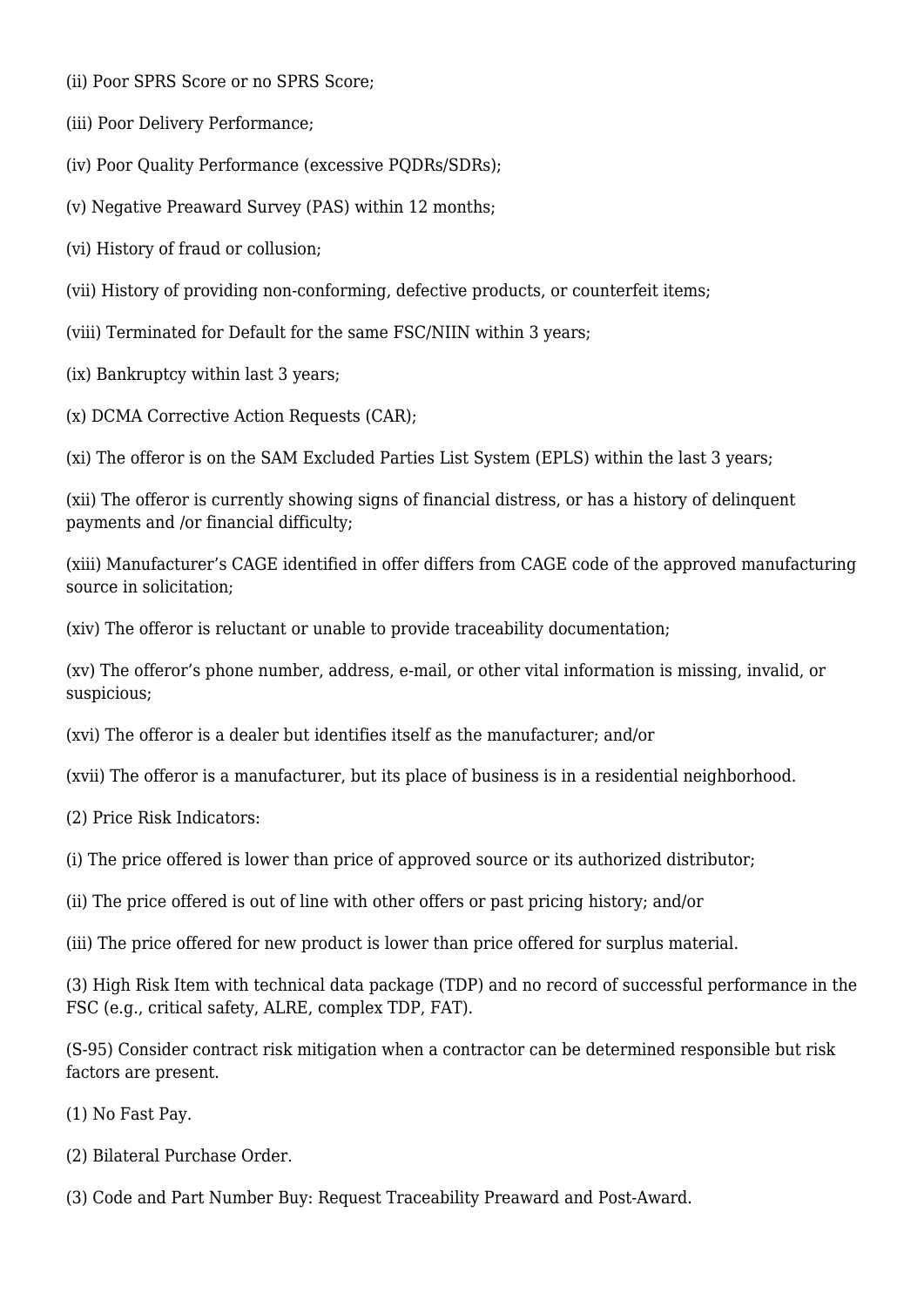(ii) Poor SPRS Score or no SPRS Score;

(iii) Poor Delivery Performance;

(iv) Poor Quality Performance (excessive PQDRs/SDRs);

(v) Negative Preaward Survey (PAS) within 12 months;

(vi) History of fraud or collusion;

(vii) History of providing non-conforming, defective products, or counterfeit items;

(viii) Terminated for Default for the same FSC/NIIN within 3 years;

(ix) Bankruptcy within last 3 years;

(x) DCMA Corrective Action Requests (CAR);

(xi) The offeror is on the SAM Excluded Parties List System (EPLS) within the last 3 years;

(xii) The offeror is currently showing signs of financial distress, or has a history of delinquent payments and /or financial difficulty;

(xiii) Manufacturer's CAGE identified in offer differs from CAGE code of the approved manufacturing source in solicitation;

(xiv) The offeror is reluctant or unable to provide traceability documentation;

(xv) The offeror's phone number, address, e-mail, or other vital information is missing, invalid, or suspicious;

(xvi) The offeror is a dealer but identifies itself as the manufacturer; and/or

(xvii) The offeror is a manufacturer, but its place of business is in a residential neighborhood.

(2) Price Risk Indicators:

(i) The price offered is lower than price of approved source or its authorized distributor;

(ii) The price offered is out of line with other offers or past pricing history; and/or

(iii) The price offered for new product is lower than price offered for surplus material.

(3) High Risk Item with technical data package (TDP) and no record of successful performance in the FSC (e.g., critical safety, ALRE, complex TDP, FAT).

(S-95) Consider contract risk mitigation when a contractor can be determined responsible but risk factors are present.

(1) No Fast Pay.

(2) Bilateral Purchase Order.

(3) Code and Part Number Buy: Request Traceability Preaward and Post-Award.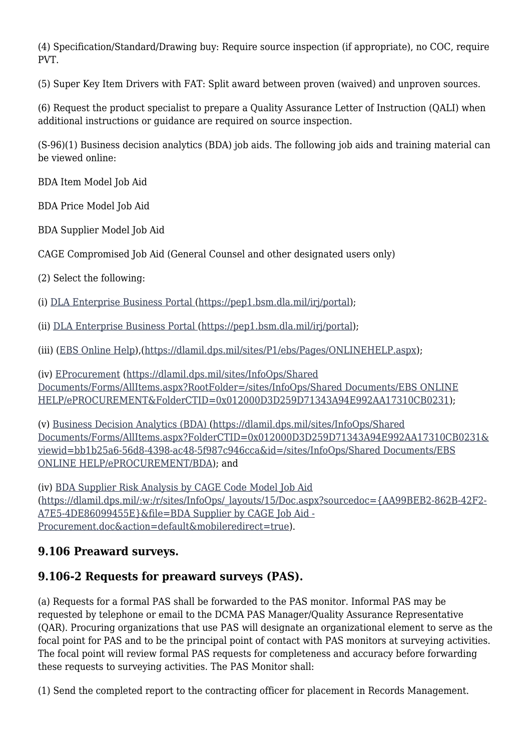(4) Specification/Standard/Drawing buy: Require source inspection (if appropriate), no COC, require PVT.

(5) Super Key Item Drivers with FAT: Split award between proven (waived) and unproven sources.

(6) Request the product specialist to prepare a Quality Assurance Letter of Instruction (QALI) when additional instructions or guidance are required on source inspection.

(S-96)(1) Business decision analytics (BDA) job aids. The following job aids and training material can be viewed online:

BDA Item Model Job Aid

BDA Price Model Job Aid

BDA Supplier Model Job Aid

CAGE Compromised Job Aid (General Counsel and other designated users only)

(2) Select the following:

(i) [DLA Enterprise Business Portal (https://pep1.bsm.dla.mil/irj/portal](https://pep1.bsm.dla.mil/irj/portal));

(ii) [DLA Enterprise Business Portal (https://pep1.bsm.dla.mil/irj/portal](https://pep1.bsm.dla.mil/irj/portal));

(iii) ([EBS Online Help](https://dlamil.dps.mil/sites/P1/ebs/Pages/ONLINEHELP.aspx)),(https://dlamil.dps.mil/sites/P1/ebs/Pages/ONLINEHELP.aspx);

(iv) [EProcurement](https://dlamil.dps.mil/sites/InfoOps/Shared Documents/Forms/AllItems.aspx?RootFolder=/sites/InfoOps/Shared Documents/EBS ONLINE HELP/ePROCUREMENT&FolderCTID=0x012000D3D259D71343A94E992AA17310CB0231) (https://dlamil.dps.mil/sites/InfoOps/Shared Documents/Forms/AllItems.aspx?RootFolder=/sites/InfoOps/Shared Documents/EBS ONLINE HELP/ePROCUREMENT&FolderCTID=0x012000D3D259D71343A94E992AA17310CB0231);

(v) [Business Decision Analytics (BDA) (https://dlamil.dps.mil/sites/InfoOps/Shared Documents/Forms/AllItems.aspx?FolderCTID=0x012000D3D259D71343A94E992AA17310CB0231&viewid=bb1b25a6-56d8-4398-ac48-5f987c946cca&id=/sites/InfoOps/Shared Documents/EBS ONLINE HELP/ePROCUREMENT/BDA](https://dlamil.dps.mil/sites/InfoOps/Shared Documents/Forms/AllItems.aspx?FolderCTID=0x012000D3D259D71343A94E992AA17310CB0231&viewid=bb1b25a6-56d8-4398-ac48-5f987c946cca&id=/sites/InfoOps/Shared Documents/EBS ONLINE HELP/ePROCUREMENT/BDA)); and

(iv) [BDA Supplier Risk Analysis by CAGE Code Model Job Aid](https://dlamil.dps.mil/:w:/r/sites/InfoOps/_layouts/15/Doc.aspx?sourcedoc={AA99BEB2-862B-42F2-A7E5-4DE86099455E}&file=BDA Supplier by CAGE Job Aid - Procurement.doc&action=default&mobileredirect=true) (https://dlamil.dps.mil/:w:/r/sites/InfoOps/_layouts/15/Doc.aspx?sourcedoc={AA99BEB2-862B-42F2-A7E5-4DE86099455E}&file=BDA Supplier by CAGE Job Aid - Procurement.doc&action=default&mobileredirect=true).

## 9.106 Preaward surveys.

## 9.106-2 Requests for preaward surveys (PAS).

(a) Requests for a formal PAS shall be forwarded to the PAS monitor. Informal PAS may be requested by telephone or email to the DCMA PAS Manager/Quality Assurance Representative (QAR). Procuring organizations that use PAS will designate an organizational element to serve as the focal point for PAS and to be the principal point of contact with PAS monitors at surveying activities. The focal point will review formal PAS requests for completeness and accuracy before forwarding these requests to surveying activities. The PAS Monitor shall:

(1) Send the completed report to the contracting officer for placement in Records Management.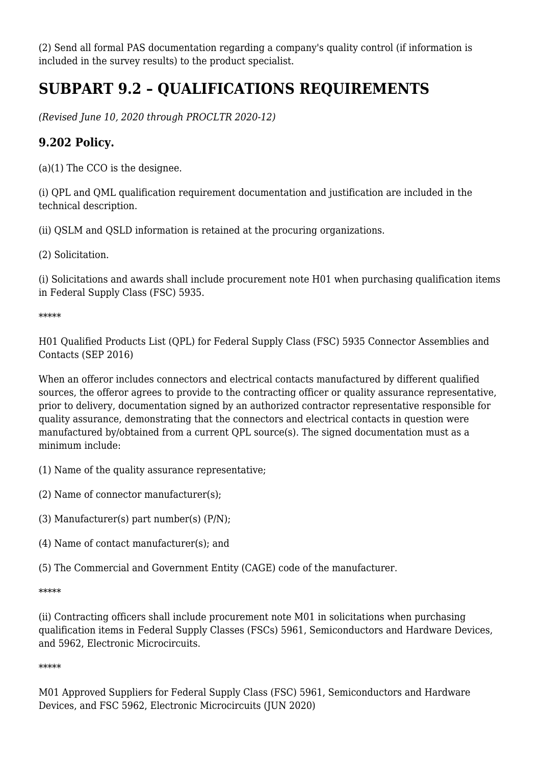(2) Send all formal PAS documentation regarding a company's quality control (if information is included in the survey results) to the product specialist.

# SUBPART 9.2 – QUALIFICATIONS REQUIREMENTS

*(Revised June 10, 2020 through PROCLTR 2020-12)*

## 9.202 Policy.

(a)(1) The CCO is the designee.

(i) QPL and QML qualification requirement documentation and justification are included in the technical description.

(ii) QSLM and QSLD information is retained at the procuring organizations.

(2) Solicitation.

(i) Solicitations and awards shall include procurement note H01 when purchasing qualification items in Federal Supply Class (FSC) 5935.

*****

H01 Qualified Products List (QPL) for Federal Supply Class (FSC) 5935 Connector Assemblies and Contacts (SEP 2016)

When an offeror includes connectors and electrical contacts manufactured by different qualified sources, the offeror agrees to provide to the contracting officer or quality assurance representative, prior to delivery, documentation signed by an authorized contractor representative responsible for quality assurance, demonstrating that the connectors and electrical contacts in question were manufactured by/obtained from a current QPL source(s). The signed documentation must as a minimum include:

(1) Name of the quality assurance representative;

(2) Name of connector manufacturer(s);

(3) Manufacturer(s) part number(s) (P/N);

(4) Name of contact manufacturer(s); and

(5) The Commercial and Government Entity (CAGE) code of the manufacturer.

*****

(ii) Contracting officers shall include procurement note M01 in solicitations when purchasing qualification items in Federal Supply Classes (FSCs) 5961, Semiconductors and Hardware Devices, and 5962, Electronic Microcircuits.

*****

M01 Approved Suppliers for Federal Supply Class (FSC) 5961, Semiconductors and Hardware Devices, and FSC 5962, Electronic Microcircuits (JUN 2020)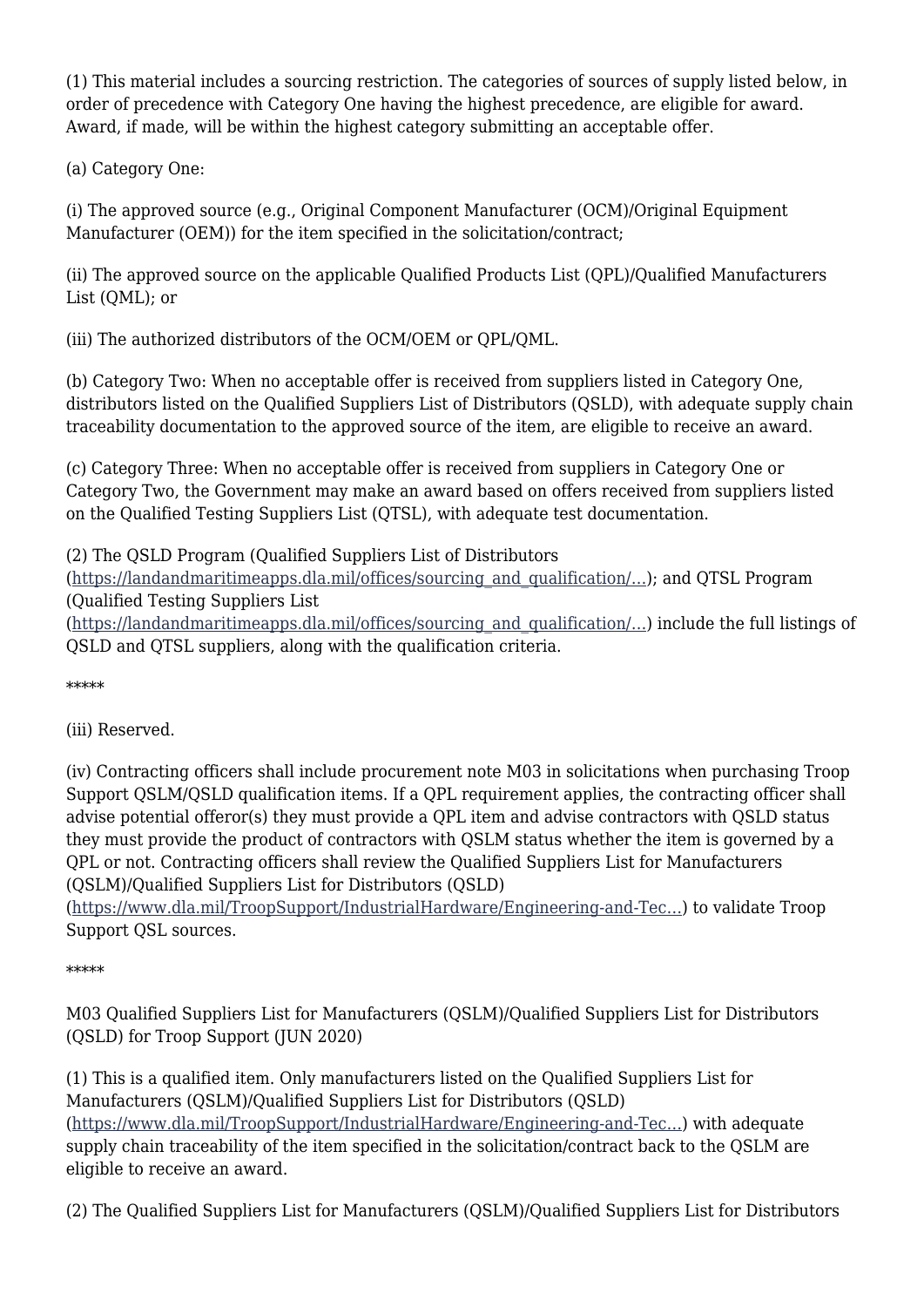(1) This material includes a sourcing restriction. The categories of sources of supply listed below, in order of precedence with Category One having the highest precedence, are eligible for award. Award, if made, will be within the highest category submitting an acceptable offer.

(a) Category One:

(i) The approved source (e.g., Original Component Manufacturer (OCM)/Original Equipment Manufacturer (OEM)) for the item specified in the solicitation/contract;

(ii) The approved source on the applicable Qualified Products List (QPL)/Qualified Manufacturers List (QML); or

(iii) The authorized distributors of the OCM/OEM or QPL/QML.

(b) Category Two: When no acceptable offer is received from suppliers listed in Category One, distributors listed on the Qualified Suppliers List of Distributors (QSLD), with adequate supply chain traceability documentation to the approved source of the item, are eligible to receive an award.

(c) Category Three: When no acceptable offer is received from suppliers in Category One or Category Two, the Government may make an award based on offers received from suppliers listed on the Qualified Testing Suppliers List (QTSL), with adequate test documentation.

(2) The QSLD Program (Qualified Suppliers List of Distributors (https://landandmaritimeapps.dla.mil/offices/sourcing_and_qualification/...); and QTSL Program (Qualified Testing Suppliers List (https://landandmaritimeapps.dla.mil/offices/sourcing_and_qualification/...) include the full listings of QSLD and QTSL suppliers, along with the qualification criteria.

*****

(iii) Reserved.

(iv) Contracting officers shall include procurement note M03 in solicitations when purchasing Troop Support QSLM/QSLD qualification items. If a QPL requirement applies, the contracting officer shall advise potential offeror(s) they must provide a QPL item and advise contractors with QSLD status they must provide the product of contractors with QSLM status whether the item is governed by a QPL or not. Contracting officers shall review the Qualified Suppliers List for Manufacturers (QSLM)/Qualified Suppliers List for Distributors (QSLD) (https://www.dla.mil/TroopSupport/IndustrialHardware/Engineering-and-Tec...) to validate Troop Support QSL sources.

*****

M03 Qualified Suppliers List for Manufacturers (QSLM)/Qualified Suppliers List for Distributors (QSLD) for Troop Support (JUN 2020)

(1) This is a qualified item. Only manufacturers listed on the Qualified Suppliers List for Manufacturers (QSLM)/Qualified Suppliers List for Distributors (QSLD) (https://www.dla.mil/TroopSupport/IndustrialHardware/Engineering-and-Tec...) with adequate supply chain traceability of the item specified in the solicitation/contract back to the QSLM are eligible to receive an award.

(2) The Qualified Suppliers List for Manufacturers (QSLM)/Qualified Suppliers List for Distributors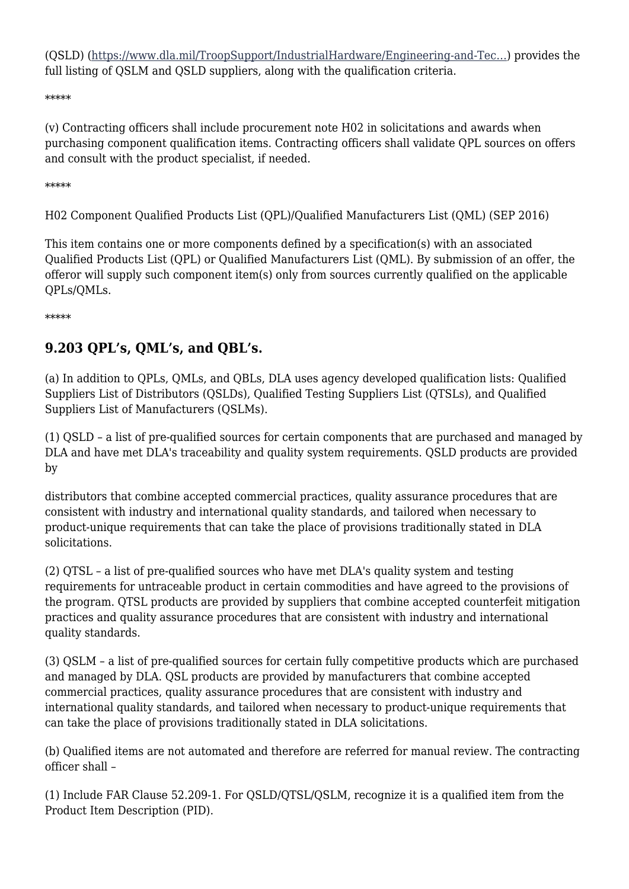(QSLD) ([https://www.dla.mil/TroopSupport/IndustrialHardware/Engineering-and-Tec...](https://www.dla.mil/TroopSupport/IndustrialHardware/Engineering-and-Tec...)) provides the full listing of QSLM and QSLD suppliers, along with the qualification criteria.

*****

(v) Contracting officers shall include procurement note H02 in solicitations and awards when purchasing component qualification items. Contracting officers shall validate QPL sources on offers and consult with the product specialist, if needed.

*****

H02 Component Qualified Products List (QPL)/Qualified Manufacturers List (QML) (SEP 2016)

This item contains one or more components defined by a specification(s) with an associated Qualified Products List (QPL) or Qualified Manufacturers List (QML). By submission of an offer, the offeror will supply such component item(s) only from sources currently qualified on the applicable QPLs/QMLs.

*****

## 9.203 QPL's, QML's, and QBL's.

(a) In addition to QPLs, QMLs, and QBLs, DLA uses agency developed qualification lists: Qualified Suppliers List of Distributors (QSLDs), Qualified Testing Suppliers List (QTSLs), and Qualified Suppliers List of Manufacturers (QSLMs).

(1) QSLD – a list of pre-qualified sources for certain components that are purchased and managed by DLA and have met DLA's traceability and quality system requirements. QSLD products are provided by

distributors that combine accepted commercial practices, quality assurance procedures that are consistent with industry and international quality standards, and tailored when necessary to product-unique requirements that can take the place of provisions traditionally stated in DLA solicitations.

(2) QTSL – a list of pre-qualified sources who have met DLA's quality system and testing requirements for untraceable product in certain commodities and have agreed to the provisions of the program. QTSL products are provided by suppliers that combine accepted counterfeit mitigation practices and quality assurance procedures that are consistent with industry and international quality standards.

(3) QSLM – a list of pre-qualified sources for certain fully competitive products which are purchased and managed by DLA. QSL products are provided by manufacturers that combine accepted commercial practices, quality assurance procedures that are consistent with industry and international quality standards, and tailored when necessary to product-unique requirements that can take the place of provisions traditionally stated in DLA solicitations.

(b) Qualified items are not automated and therefore are referred for manual review. The contracting officer shall –

(1) Include FAR Clause 52.209-1. For QSLD/QTSL/QSLM, recognize it is a qualified item from the Product Item Description (PID).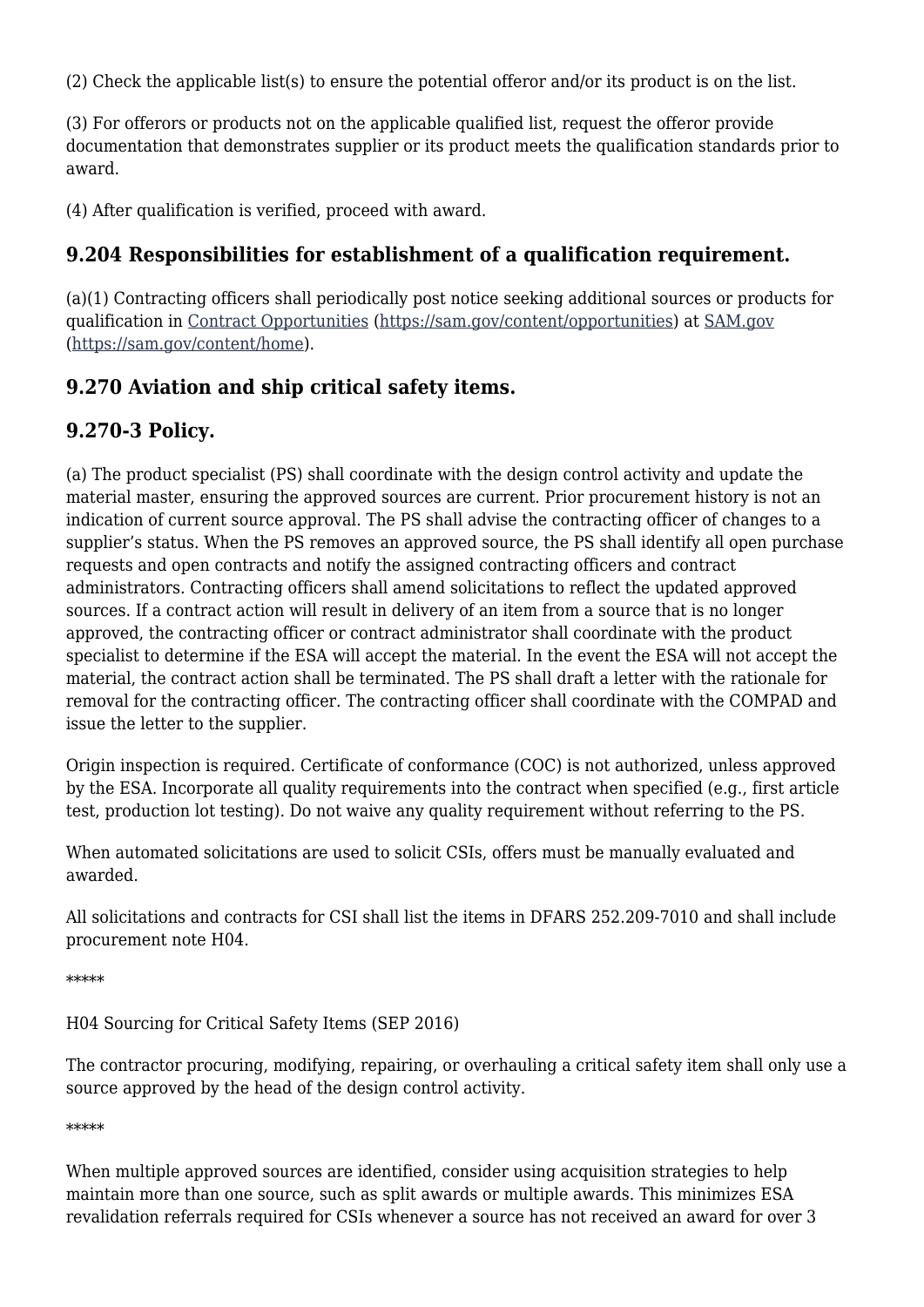(2) Check the applicable list(s) to ensure the potential offeror and/or its product is on the list.

(3) For offerors or products not on the applicable qualified list, request the offeror provide documentation that demonstrates supplier or its product meets the qualification standards prior to award.

(4) After qualification is verified, proceed with award.

## 9.204 Responsibilities for establishment of a qualification requirement.

(a)(1) Contracting officers shall periodically post notice seeking additional sources or products for qualification in [Contract Opportunities](https://sam.gov/content/opportunities) (https://sam.gov/content/opportunities) at [SAM.gov](https://sam.gov/content/home) (https://sam.gov/content/home).

## 9.270 Aviation and ship critical safety items.

## 9.270-3 Policy.

(a) The product specialist (PS) shall coordinate with the design control activity and update the material master, ensuring the approved sources are current. Prior procurement history is not an indication of current source approval. The PS shall advise the contracting officer of changes to a supplier's status. When the PS removes an approved source, the PS shall identify all open purchase requests and open contracts and notify the assigned contracting officers and contract administrators. Contracting officers shall amend solicitations to reflect the updated approved sources. If a contract action will result in delivery of an item from a source that is no longer approved, the contracting officer or contract administrator shall coordinate with the product specialist to determine if the ESA will accept the material. In the event the ESA will not accept the material, the contract action shall be terminated. The PS shall draft a letter with the rationale for removal for the contracting officer. The contracting officer shall coordinate with the COMPAD and issue the letter to the supplier.

Origin inspection is required. Certificate of conformance (COC) is not authorized, unless approved by the ESA. Incorporate all quality requirements into the contract when specified (e.g., first article test, production lot testing). Do not waive any quality requirement without referring to the PS.

When automated solicitations are used to solicit CSIs, offers must be manually evaluated and awarded.

All solicitations and contracts for CSI shall list the items in DFARS 252.209-7010 and shall include procurement note H04.

*****

H04 Sourcing for Critical Safety Items (SEP 2016)

The contractor procuring, modifying, repairing, or overhauling a critical safety item shall only use a source approved by the head of the design control activity.

*****

When multiple approved sources are identified, consider using acquisition strategies to help maintain more than one source, such as split awards or multiple awards. This minimizes ESA revalidation referrals required for CSIs whenever a source has not received an award for over 3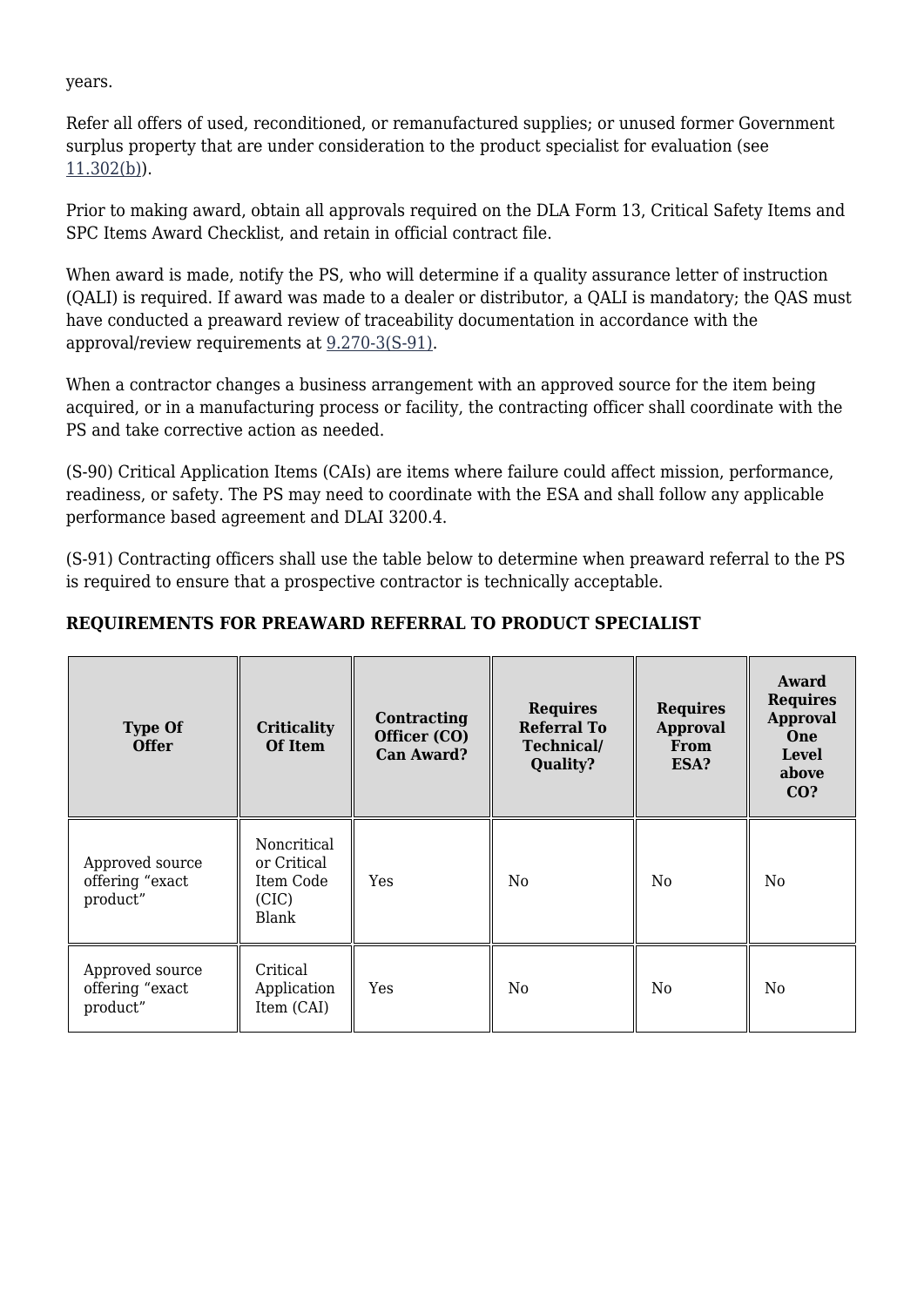years.

Refer all offers of used, reconditioned, or remanufactured supplies; or unused former Government surplus property that are under consideration to the product specialist for evaluation (see 11.302(b)).

Prior to making award, obtain all approvals required on the DLA Form 13, Critical Safety Items and SPC Items Award Checklist, and retain in official contract file.

When award is made, notify the PS, who will determine if a quality assurance letter of instruction (QALI) is required. If award was made to a dealer or distributor, a QALI is mandatory; the QAS must have conducted a preaward review of traceability documentation in accordance with the approval/review requirements at 9.270-3(S-91).

When a contractor changes a business arrangement with an approved source for the item being acquired, or in a manufacturing process or facility, the contracting officer shall coordinate with the PS and take corrective action as needed.

(S-90) Critical Application Items (CAIs) are items where failure could affect mission, performance, readiness, or safety. The PS may need to coordinate with the ESA and shall follow any applicable performance based agreement and DLAI 3200.4.

(S-91) Contracting officers shall use the table below to determine when preaward referral to the PS is required to ensure that a prospective contractor is technically acceptable.

**REQUIREMENTS FOR PREAWARD REFERRAL TO PRODUCT SPECIALIST**

| Type Of Offer | Criticality Of Item | Contracting Officer (CO) Can Award? | Requires Referral To Technical/ Quality? | Requires Approval From ESA? | Award Requires Approval One Level above CO? |
|---|---|---|---|---|---|
| Approved source offering “exact product” | Noncritical or Critical Item Code (CIC) Blank | Yes | No | No | No |
| Approved source offering “exact product” | Critical Application Item (CAI) | Yes | No | No | No |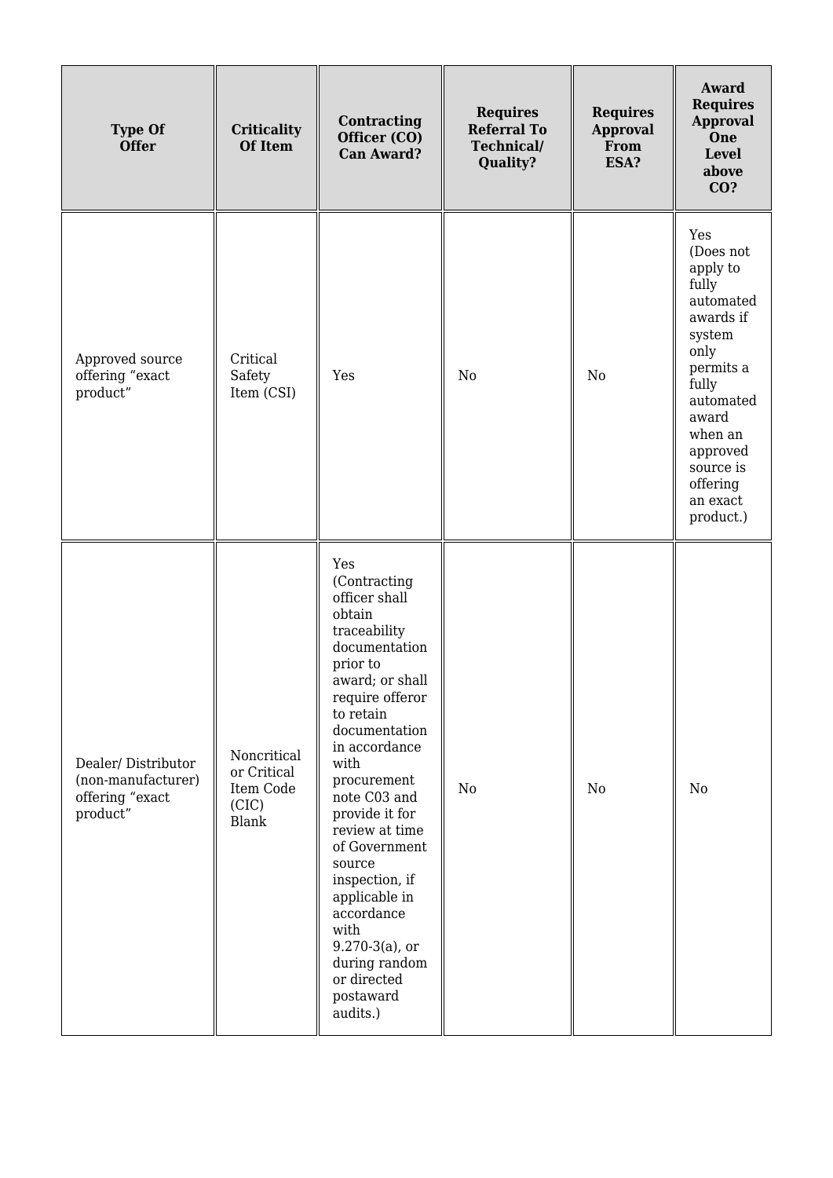| Type Of Offer | Criticality Of Item | Contracting Officer (CO) Can Award? | Requires Referral To Technical/ Quality? | Requires Approval From ESA? | Award Requires Approval One Level above CO? |
|---|---|---|---|---|---|
| Approved source offering “exact product” | Critical Safety Item (CSI) | Yes | No | No | Yes (Does not apply to fully automated awards if system only permits a fully automated award when an approved source is offering an exact product.) |
| Dealer/ Distributor (non-manufacturer) offering “exact product” | Noncritical or Critical Item Code (CIC) Blank | Yes (Contracting officer shall obtain traceability documentation prior to award; or shall require offeror to retain documentation in accordance with procurement note C03 and provide it for review at time of Government source inspection, if applicable in accordance with 9.270-3(a), or during random or directed postaward audits.) | No | No | No |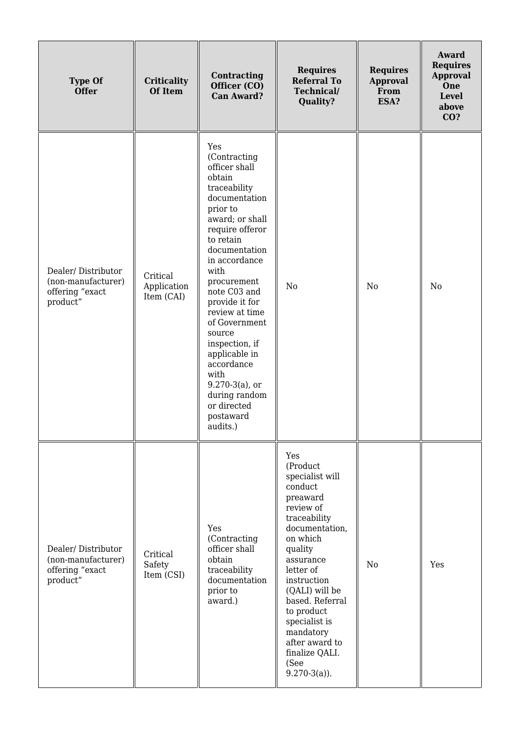| Type Of Offer | Criticality Of Item | Contracting Officer (CO) Can Award? | Requires Referral To Technical/ Quality? | Requires Approval From ESA? | Award Requires Approval One Level above CO? |
|---|---|---|---|---|---|
| Dealer/ Distributor (non-manufacturer) offering "exact product" | Critical Application Item (CAI) | Yes (Contracting officer shall obtain traceability documentation prior to award; or shall require offeror to retain documentation in accordance with procurement note C03 and provide it for review at time of Government source inspection, if applicable in accordance with 9.270-3(a), or during random or directed postaward audits.) | No | No | No |
| Dealer/ Distributor (non-manufacturer) offering "exact product" | Critical Safety Item (CSI) | Yes (Contracting officer shall obtain traceability documentation prior to award.) | Yes (Product specialist will conduct preaward review of traceability documentation, on which quality assurance letter of instruction (QALI) will be based. Referral to product specialist is mandatory after award to finalize QALI. (See 9.270-3(a)). | No | Yes |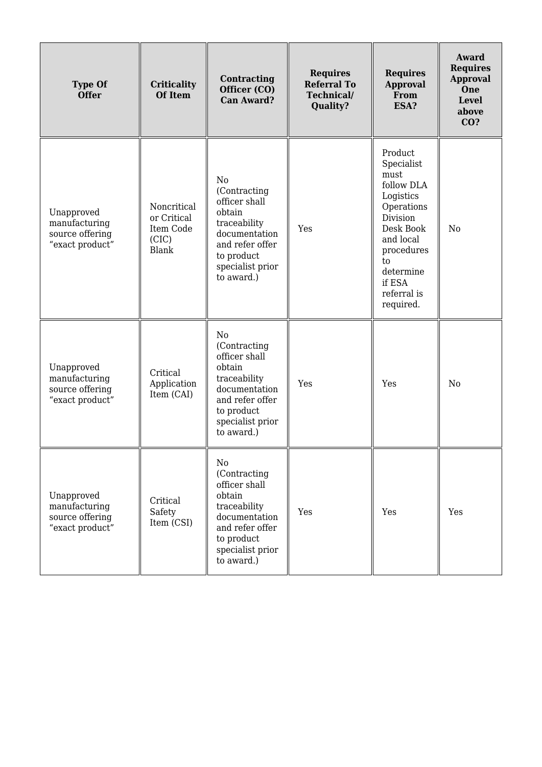| Type Of Offer | Criticality Of Item | Contracting Officer (CO) Can Award? | Requires Referral To Technical/ Quality? | Requires Approval From ESA? | Award Requires Approval One Level above CO? |
|---|---|---|---|---|---|
| Unapproved manufacturing source offering "exact product" | Noncritical or Critical Item Code (CIC) Blank | No (Contracting officer shall obtain traceability documentation and refer offer to product specialist prior to award.) | Yes | Product Specialist must follow DLA Logistics Operations Division Desk Book and local procedures to determine if ESA referral is required. | No |
| Unapproved manufacturing source offering "exact product" | Critical Application Item (CAI) | No (Contracting officer shall obtain traceability documentation and refer offer to product specialist prior to award.) | Yes | Yes | No |
| Unapproved manufacturing source offering "exact product" | Critical Safety Item (CSI) | No (Contracting officer shall obtain traceability documentation and refer offer to product specialist prior to award.) | Yes | Yes | Yes |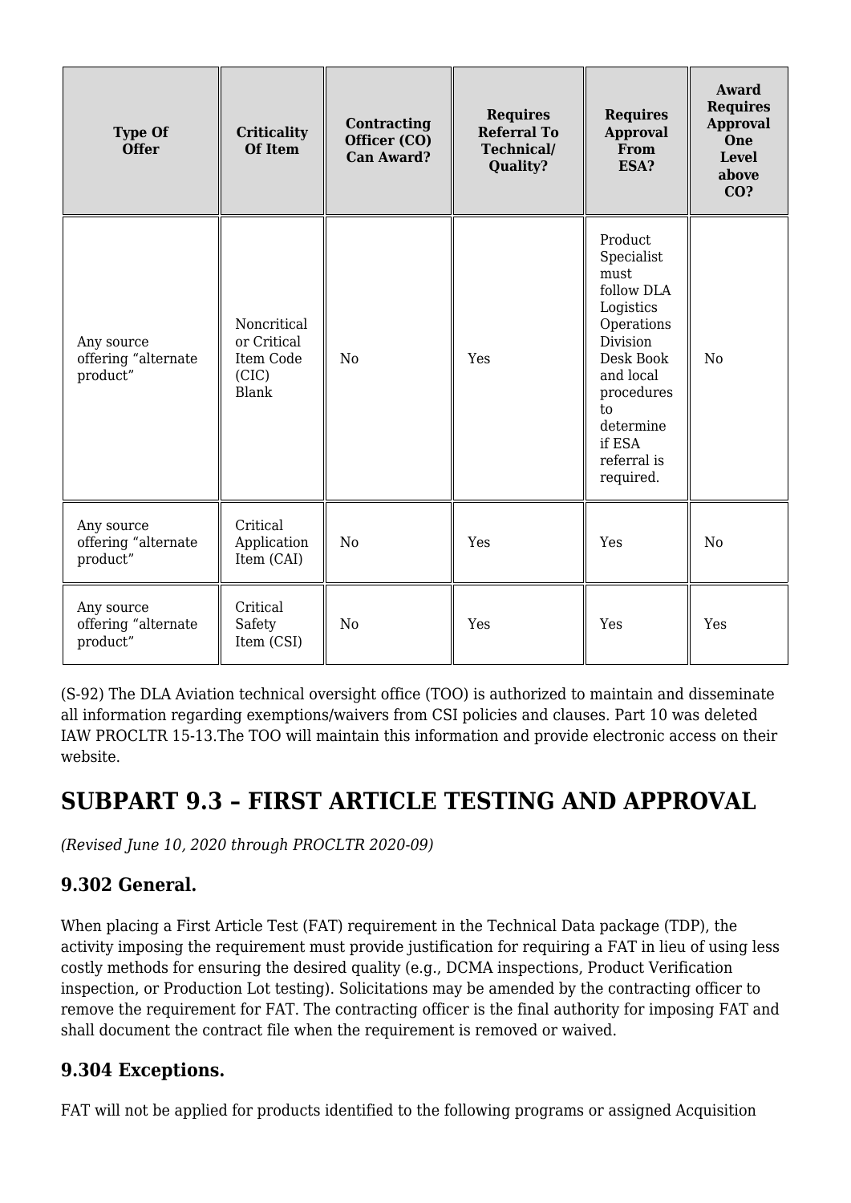| Type Of Offer | Criticality Of Item | Contracting Officer (CO) Can Award? | Requires Referral To Technical/ Quality? | Requires Approval From ESA? | Award Requires Approval One Level above CO? |
|---|---|---|---|---|---|
| Any source offering “alternate product” | Noncritical or Critical Item Code (CIC) Blank | No | Yes | Product Specialist must follow DLA Logistics Operations Division Desk Book and local procedures to determine if ESA referral is required. | No |
| Any source offering “alternate product” | Critical Application Item (CAI) | No | Yes | Yes | No |
| Any source offering “alternate product” | Critical Safety Item (CSI) | No | Yes | Yes | Yes |

(S-92) The DLA Aviation technical oversight office (TOO) is authorized to maintain and disseminate all information regarding exemptions/waivers from CSI policies and clauses. Part 10 was deleted IAW PROCLTR 15-13.The TOO will maintain this information and provide electronic access on their website.

# SUBPART 9.3 – FIRST ARTICLE TESTING AND APPROVAL

*(Revised June 10, 2020 through PROCLTR 2020-09)*

## 9.302 General.

When placing a First Article Test (FAT) requirement in the Technical Data package (TDP), the activity imposing the requirement must provide justification for requiring a FAT in lieu of using less costly methods for ensuring the desired quality (e.g., DCMA inspections, Product Verification inspection, or Production Lot testing). Solicitations may be amended by the contracting officer to remove the requirement for FAT. The contracting officer is the final authority for imposing FAT and shall document the contract file when the requirement is removed or waived.

## 9.304 Exceptions.

FAT will not be applied for products identified to the following programs or assigned Acquisition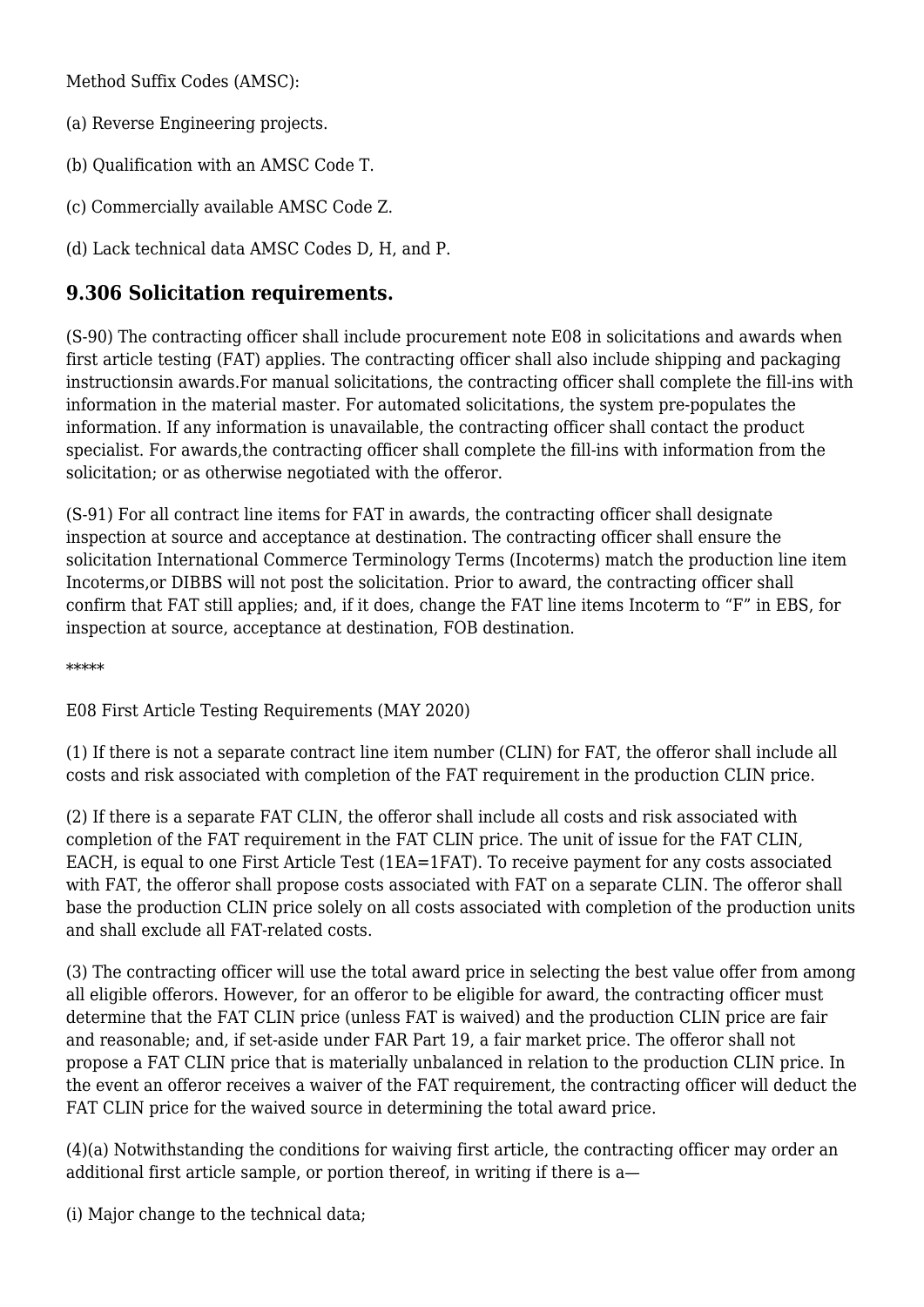Method Suffix Codes (AMSC):

(a) Reverse Engineering projects.

(b) Qualification with an AMSC Code T.

(c) Commercially available AMSC Code Z.

(d) Lack technical data AMSC Codes D, H, and P.

## 9.306 Solicitation requirements.

(S-90) The contracting officer shall include procurement note E08 in solicitations and awards when first article testing (FAT) applies. The contracting officer shall also include shipping and packaging instructionsin awards.For manual solicitations, the contracting officer shall complete the fill-ins with information in the material master. For automated solicitations, the system pre-populates the information. If any information is unavailable, the contracting officer shall contact the product specialist. For awards,the contracting officer shall complete the fill-ins with information from the solicitation; or as otherwise negotiated with the offeror.

(S-91) For all contract line items for FAT in awards, the contracting officer shall designate inspection at source and acceptance at destination. The contracting officer shall ensure the solicitation International Commerce Terminology Terms (Incoterms) match the production line item Incoterms,or DIBBS will not post the solicitation. Prior to award, the contracting officer shall confirm that FAT still applies; and, if it does, change the FAT line items Incoterm to “F” in EBS, for inspection at source, acceptance at destination, FOB destination.

*****

E08 First Article Testing Requirements (MAY 2020)

(1) If there is not a separate contract line item number (CLIN) for FAT, the offeror shall include all costs and risk associated with completion of the FAT requirement in the production CLIN price.

(2) If there is a separate FAT CLIN, the offeror shall include all costs and risk associated with completion of the FAT requirement in the FAT CLIN price. The unit of issue for the FAT CLIN, EACH, is equal to one First Article Test (1EA=1FAT). To receive payment for any costs associated with FAT, the offeror shall propose costs associated with FAT on a separate CLIN. The offeror shall base the production CLIN price solely on all costs associated with completion of the production units and shall exclude all FAT-related costs.

(3) The contracting officer will use the total award price in selecting the best value offer from among all eligible offerors. However, for an offeror to be eligible for award, the contracting officer must determine that the FAT CLIN price (unless FAT is waived) and the production CLIN price are fair and reasonable; and, if set-aside under FAR Part 19, a fair market price. The offeror shall not propose a FAT CLIN price that is materially unbalanced in relation to the production CLIN price. In the event an offeror receives a waiver of the FAT requirement, the contracting officer will deduct the FAT CLIN price for the waived source in determining the total award price.

(4)(a) Notwithstanding the conditions for waiving first article, the contracting officer may order an additional first article sample, or portion thereof, in writing if there is a—

(i) Major change to the technical data;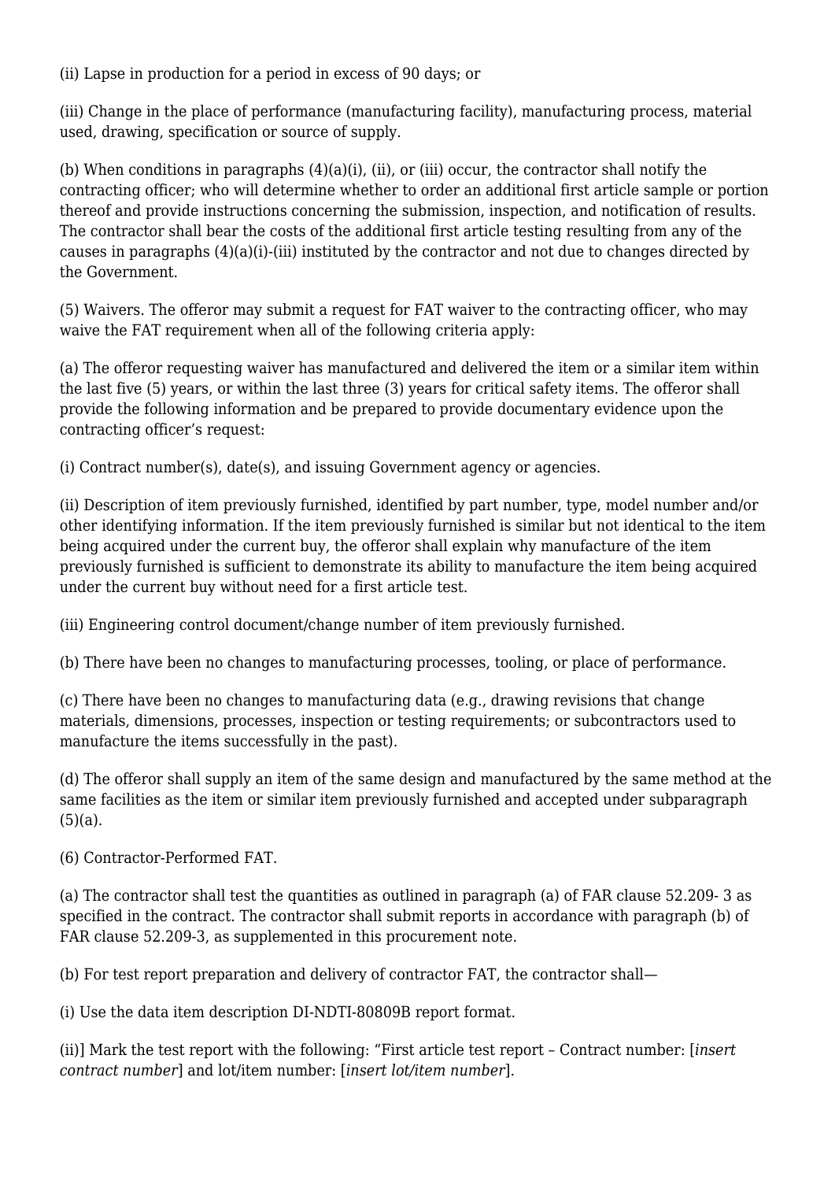(ii) Lapse in production for a period in excess of 90 days; or

(iii) Change in the place of performance (manufacturing facility), manufacturing process, material used, drawing, specification or source of supply.

(b) When conditions in paragraphs (4)(a)(i), (ii), or (iii) occur, the contractor shall notify the contracting officer; who will determine whether to order an additional first article sample or portion thereof and provide instructions concerning the submission, inspection, and notification of results. The contractor shall bear the costs of the additional first article testing resulting from any of the causes in paragraphs (4)(a)(i)-(iii) instituted by the contractor and not due to changes directed by the Government.

(5) Waivers. The offeror may submit a request for FAT waiver to the contracting officer, who may waive the FAT requirement when all of the following criteria apply:

(a) The offeror requesting waiver has manufactured and delivered the item or a similar item within the last five (5) years, or within the last three (3) years for critical safety items. The offeror shall provide the following information and be prepared to provide documentary evidence upon the contracting officer's request:

(i) Contract number(s), date(s), and issuing Government agency or agencies.

(ii) Description of item previously furnished, identified by part number, type, model number and/or other identifying information. If the item previously furnished is similar but not identical to the item being acquired under the current buy, the offeror shall explain why manufacture of the item previously furnished is sufficient to demonstrate its ability to manufacture the item being acquired under the current buy without need for a first article test.

(iii) Engineering control document/change number of item previously furnished.

(b) There have been no changes to manufacturing processes, tooling, or place of performance.

(c) There have been no changes to manufacturing data (e.g., drawing revisions that change materials, dimensions, processes, inspection or testing requirements; or subcontractors used to manufacture the items successfully in the past).

(d) The offeror shall supply an item of the same design and manufactured by the same method at the same facilities as the item or similar item previously furnished and accepted under subparagraph (5)(a).

(6) Contractor-Performed FAT.

(a) The contractor shall test the quantities as outlined in paragraph (a) of FAR clause 52.209- 3 as specified in the contract. The contractor shall submit reports in accordance with paragraph (b) of FAR clause 52.209-3, as supplemented in this procurement note.

(b) For test report preparation and delivery of contractor FAT, the contractor shall—

(i) Use the data item description DI-NDTI-80809B report format.

(ii)] Mark the test report with the following: "First article test report – Contract number: [*insert contract number*] and lot/item number: [*insert lot/item number*].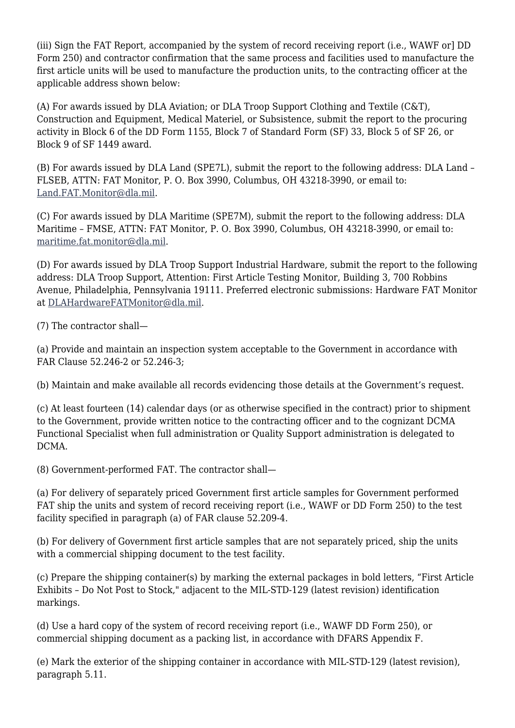(iii) Sign the FAT Report, accompanied by the system of record receiving report (i.e., WAWF or] DD Form 250) and contractor confirmation that the same process and facilities used to manufacture the first article units will be used to manufacture the production units, to the contracting officer at the applicable address shown below:

(A) For awards issued by DLA Aviation; or DLA Troop Support Clothing and Textile (C&T), Construction and Equipment, Medical Materiel, or Subsistence, submit the report to the procuring activity in Block 6 of the DD Form 1155, Block 7 of Standard Form (SF) 33, Block 5 of SF 26, or Block 9 of SF 1449 award.

(B) For awards issued by DLA Land (SPE7L), submit the report to the following address: DLA Land – FLSEB, ATTN: FAT Monitor, P. O. Box 3990, Columbus, OH 43218-3990, or email to: Land.FAT.Monitor@dla.mil.

(C) For awards issued by DLA Maritime (SPE7M), submit the report to the following address: DLA Maritime – FMSE, ATTN: FAT Monitor, P. O. Box 3990, Columbus, OH 43218-3990, or email to: maritime.fat.monitor@dla.mil.

(D) For awards issued by DLA Troop Support Industrial Hardware, submit the report to the following address: DLA Troop Support, Attention: First Article Testing Monitor, Building 3, 700 Robbins Avenue, Philadelphia, Pennsylvania 19111. Preferred electronic submissions: Hardware FAT Monitor at DLAHardwareFATMonitor@dla.mil.

(7) The contractor shall—

(a) Provide and maintain an inspection system acceptable to the Government in accordance with FAR Clause 52.246-2 or 52.246-3;

(b) Maintain and make available all records evidencing those details at the Government's request.

(c) At least fourteen (14) calendar days (or as otherwise specified in the contract) prior to shipment to the Government, provide written notice to the contracting officer and to the cognizant DCMA Functional Specialist when full administration or Quality Support administration is delegated to DCMA.

(8) Government-performed FAT. The contractor shall—

(a) For delivery of separately priced Government first article samples for Government performed FAT ship the units and system of record receiving report (i.e., WAWF or DD Form 250) to the test facility specified in paragraph (a) of FAR clause 52.209-4.

(b) For delivery of Government first article samples that are not separately priced, ship the units with a commercial shipping document to the test facility.

(c) Prepare the shipping container(s) by marking the external packages in bold letters, "First Article Exhibits – Do Not Post to Stock," adjacent to the MIL-STD-129 (latest revision) identification markings.

(d) Use a hard copy of the system of record receiving report (i.e., WAWF DD Form 250), or commercial shipping document as a packing list, in accordance with DFARS Appendix F.

(e) Mark the exterior of the shipping container in accordance with MIL-STD-129 (latest revision), paragraph 5.11.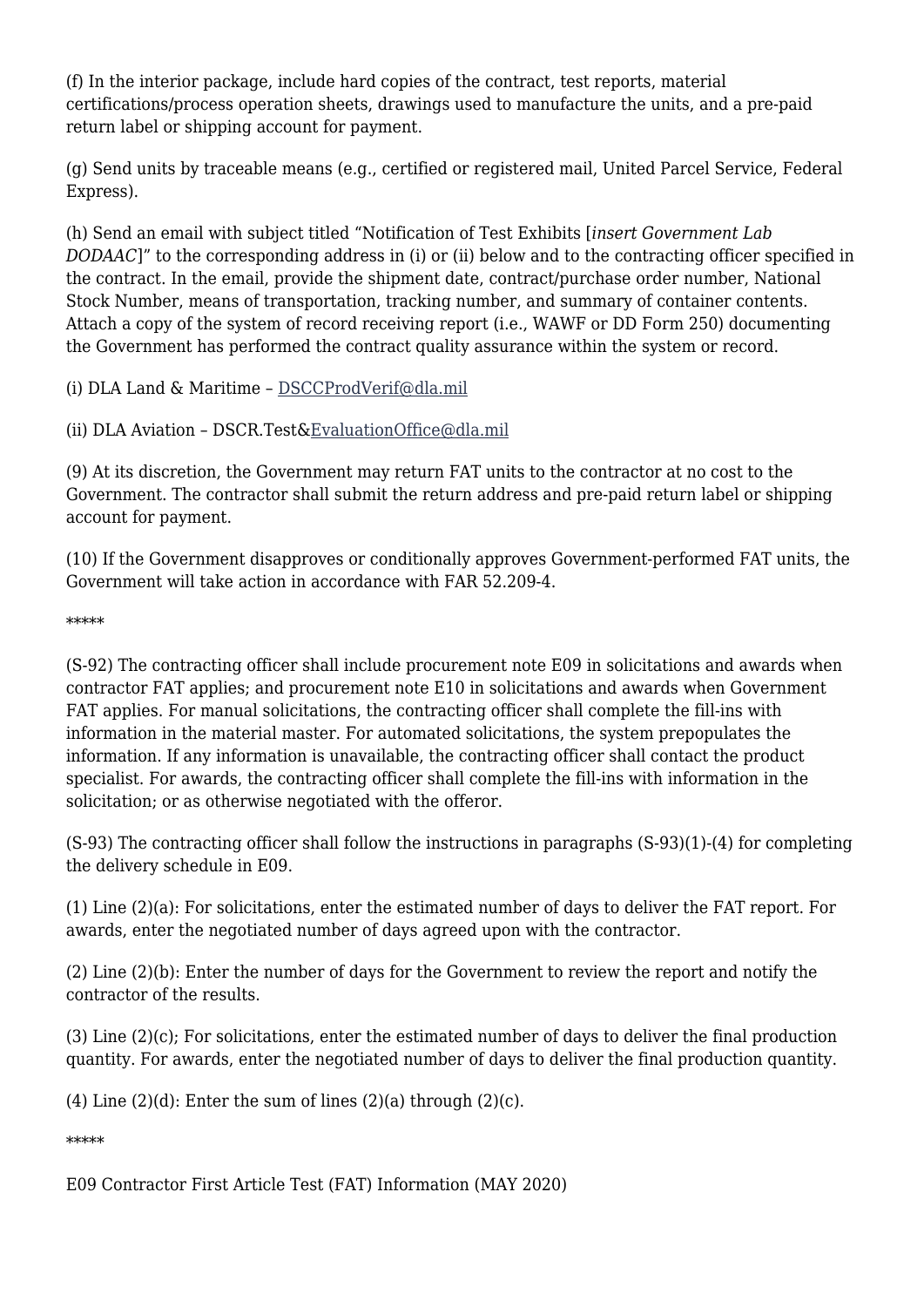(f) In the interior package, include hard copies of the contract, test reports, material certifications/process operation sheets, drawings used to manufacture the units, and a pre-paid return label or shipping account for payment.

(g) Send units by traceable means (e.g., certified or registered mail, United Parcel Service, Federal Express).

(h) Send an email with subject titled "Notification of Test Exhibits [*insert Government Lab DODAAC*]" to the corresponding address in (i) or (ii) below and to the contracting officer specified in the contract. In the email, provide the shipment date, contract/purchase order number, National Stock Number, means of transportation, tracking number, and summary of container contents. Attach a copy of the system of record receiving report (i.e., WAWF or DD Form 250) documenting the Government has performed the contract quality assurance within the system or record.

(i) DLA Land & Maritime – DSCCProdVerif@dla.mil

(ii) DLA Aviation – DSCR.Test&EvaluationOffice@dla.mil

(9) At its discretion, the Government may return FAT units to the contractor at no cost to the Government. The contractor shall submit the return address and pre-paid return label or shipping account for payment.

(10) If the Government disapproves or conditionally approves Government-performed FAT units, the Government will take action in accordance with FAR 52.209-4.

*****

(S-92) The contracting officer shall include procurement note E09 in solicitations and awards when contractor FAT applies; and procurement note E10 in solicitations and awards when Government FAT applies. For manual solicitations, the contracting officer shall complete the fill-ins with information in the material master. For automated solicitations, the system prepopulates the information. If any information is unavailable, the contracting officer shall contact the product specialist. For awards, the contracting officer shall complete the fill-ins with information in the solicitation; or as otherwise negotiated with the offeror.

(S-93) The contracting officer shall follow the instructions in paragraphs (S-93)(1)-(4) for completing the delivery schedule in E09.

(1) Line (2)(a): For solicitations, enter the estimated number of days to deliver the FAT report. For awards, enter the negotiated number of days agreed upon with the contractor.

(2) Line (2)(b): Enter the number of days for the Government to review the report and notify the contractor of the results.

(3) Line (2)(c); For solicitations, enter the estimated number of days to deliver the final production quantity. For awards, enter the negotiated number of days to deliver the final production quantity.

(4) Line (2)(d): Enter the sum of lines (2)(a) through (2)(c).

*****

E09 Contractor First Article Test (FAT) Information (MAY 2020)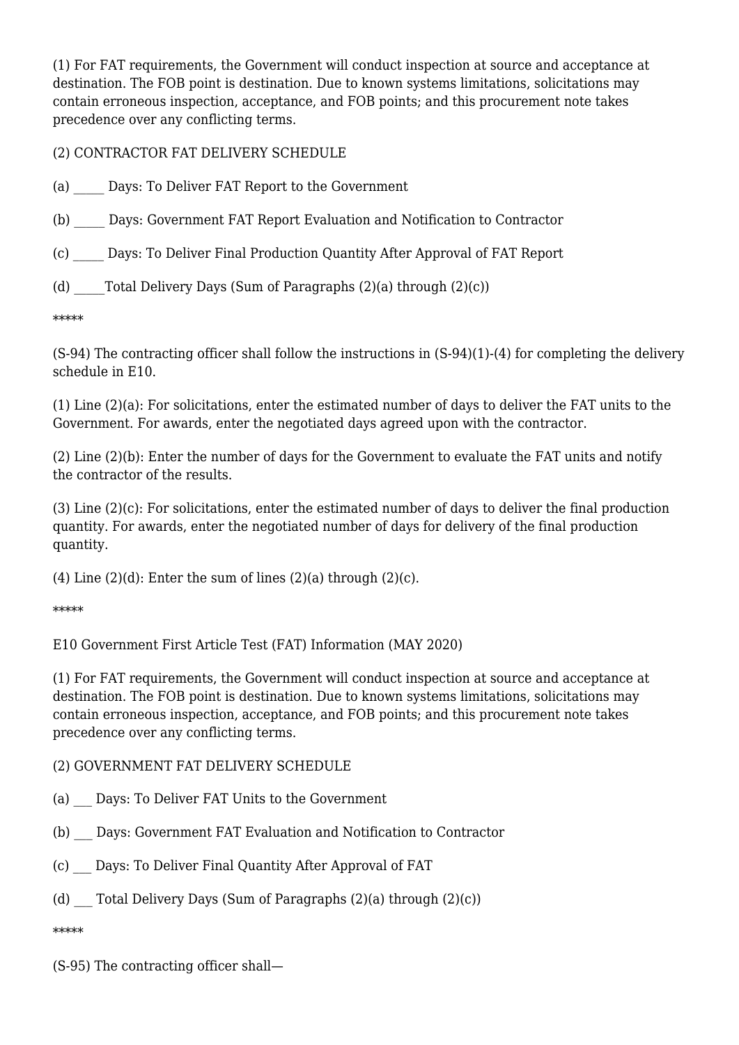(1) For FAT requirements, the Government will conduct inspection at source and acceptance at destination. The FOB point is destination. Due to known systems limitations, solicitations may contain erroneous inspection, acceptance, and FOB points; and this procurement note takes precedence over any conflicting terms.

(2) CONTRACTOR FAT DELIVERY SCHEDULE

(a) _____ Days: To Deliver FAT Report to the Government

(b) _____ Days: Government FAT Report Evaluation and Notification to Contractor

(c) _____ Days: To Deliver Final Production Quantity After Approval of FAT Report

(d) _____Total Delivery Days (Sum of Paragraphs (2)(a) through (2)(c))

*****

(S-94) The contracting officer shall follow the instructions in (S-94)(1)-(4) for completing the delivery schedule in E10.

(1) Line (2)(a): For solicitations, enter the estimated number of days to deliver the FAT units to the Government. For awards, enter the negotiated days agreed upon with the contractor.

(2) Line (2)(b): Enter the number of days for the Government to evaluate the FAT units and notify the contractor of the results.

(3) Line (2)(c): For solicitations, enter the estimated number of days to deliver the final production quantity. For awards, enter the negotiated number of days for delivery of the final production quantity.

(4) Line (2)(d): Enter the sum of lines (2)(a) through (2)(c).

*****

E10 Government First Article Test (FAT) Information (MAY 2020)

(1) For FAT requirements, the Government will conduct inspection at source and acceptance at destination. The FOB point is destination. Due to known systems limitations, solicitations may contain erroneous inspection, acceptance, and FOB points; and this procurement note takes precedence over any conflicting terms.

(2) GOVERNMENT FAT DELIVERY SCHEDULE

(a) ___ Days: To Deliver FAT Units to the Government

(b) ___ Days: Government FAT Evaluation and Notification to Contractor

(c) ___ Days: To Deliver Final Quantity After Approval of FAT

(d) ___ Total Delivery Days (Sum of Paragraphs (2)(a) through (2)(c))

*****

(S-95) The contracting officer shall—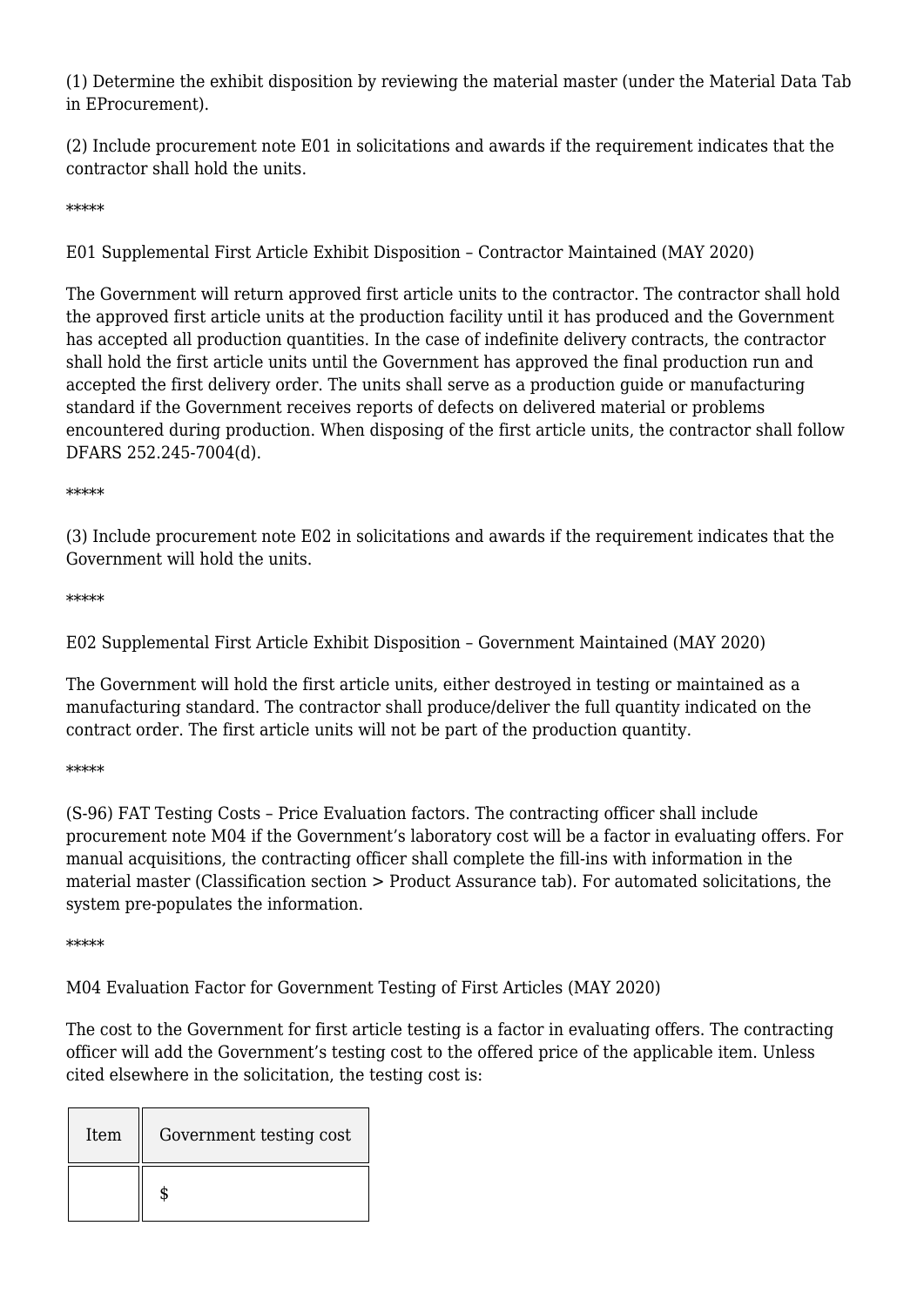(1) Determine the exhibit disposition by reviewing the material master (under the Material Data Tab in EProcurement).

(2) Include procurement note E01 in solicitations and awards if the requirement indicates that the contractor shall hold the units.

*****

E01 Supplemental First Article Exhibit Disposition – Contractor Maintained (MAY 2020)

The Government will return approved first article units to the contractor. The contractor shall hold the approved first article units at the production facility until it has produced and the Government has accepted all production quantities. In the case of indefinite delivery contracts, the contractor shall hold the first article units until the Government has approved the final production run and accepted the first delivery order. The units shall serve as a production guide or manufacturing standard if the Government receives reports of defects on delivered material or problems encountered during production. When disposing of the first article units, the contractor shall follow DFARS 252.245-7004(d).

*****

(3) Include procurement note E02 in solicitations and awards if the requirement indicates that the Government will hold the units.

*****

E02 Supplemental First Article Exhibit Disposition – Government Maintained (MAY 2020)

The Government will hold the first article units, either destroyed in testing or maintained as a manufacturing standard. The contractor shall produce/deliver the full quantity indicated on the contract order. The first article units will not be part of the production quantity.

*****

(S-96) FAT Testing Costs – Price Evaluation factors. The contracting officer shall include procurement note M04 if the Government's laboratory cost will be a factor in evaluating offers. For manual acquisitions, the contracting officer shall complete the fill-ins with information in the material master (Classification section > Product Assurance tab). For automated solicitations, the system pre-populates the information.

*****

M04 Evaluation Factor for Government Testing of First Articles (MAY 2020)

The cost to the Government for first article testing is a factor in evaluating offers. The contracting officer will add the Government's testing cost to the offered price of the applicable item. Unless cited elsewhere in the solicitation, the testing cost is:

| Item | Government testing cost |
|---|---|
| | $ |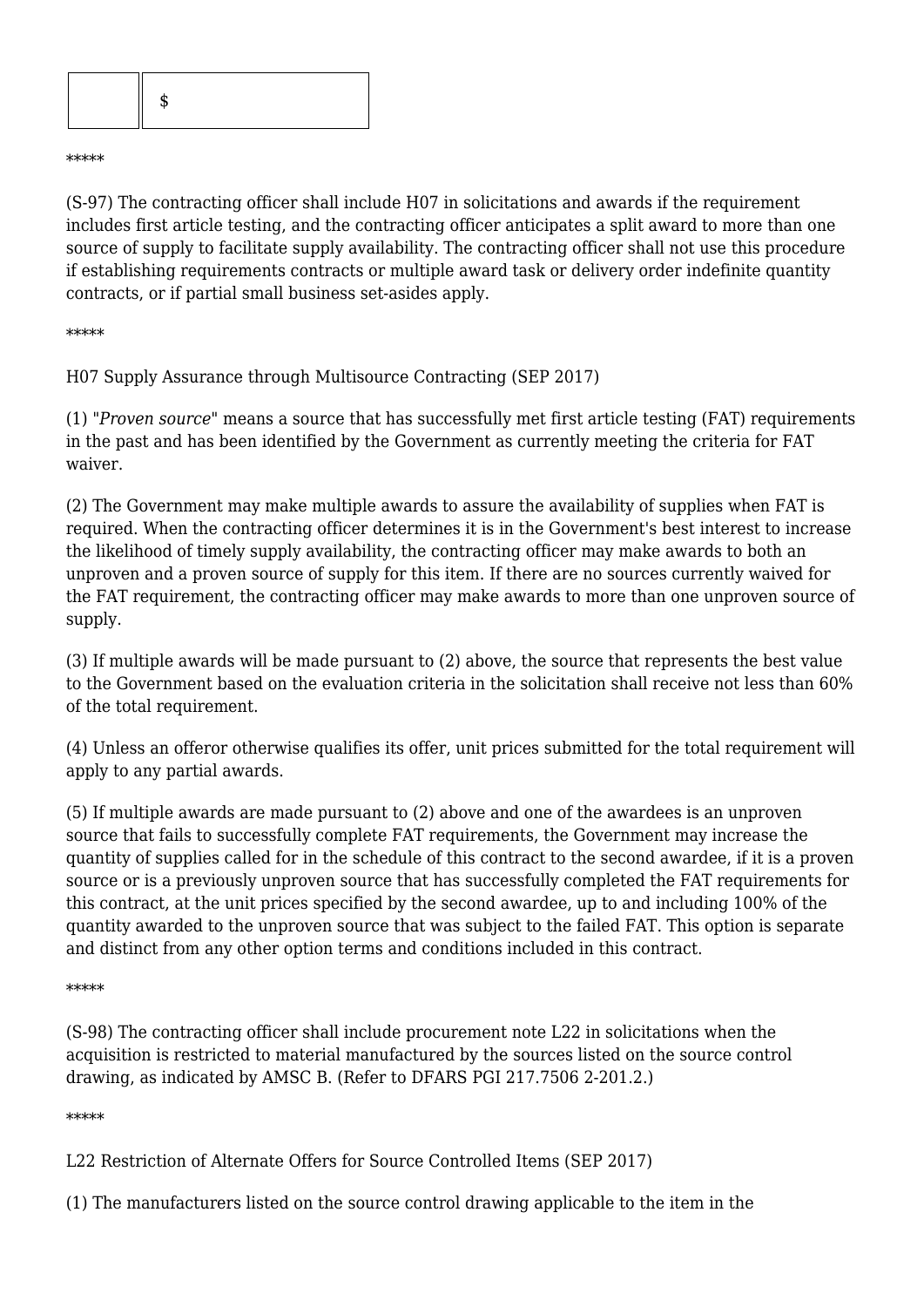| | |
|---|---|
| | $ |

*****

(S-97) The contracting officer shall include H07 in solicitations and awards if the requirement includes first article testing, and the contracting officer anticipates a split award to more than one source of supply to facilitate supply availability. The contracting officer shall not use this procedure if establishing requirements contracts or multiple award task or delivery order indefinite quantity contracts, or if partial small business set-asides apply.

*****

H07 Supply Assurance through Multisource Contracting (SEP 2017)

(1) "*Proven source*" means a source that has successfully met first article testing (FAT) requirements in the past and has been identified by the Government as currently meeting the criteria for FAT waiver.

(2) The Government may make multiple awards to assure the availability of supplies when FAT is required. When the contracting officer determines it is in the Government's best interest to increase the likelihood of timely supply availability, the contracting officer may make awards to both an unproven and a proven source of supply for this item. If there are no sources currently waived for the FAT requirement, the contracting officer may make awards to more than one unproven source of supply.

(3) If multiple awards will be made pursuant to (2) above, the source that represents the best value to the Government based on the evaluation criteria in the solicitation shall receive not less than 60% of the total requirement.

(4) Unless an offeror otherwise qualifies its offer, unit prices submitted for the total requirement will apply to any partial awards.

(5) If multiple awards are made pursuant to (2) above and one of the awardees is an unproven source that fails to successfully complete FAT requirements, the Government may increase the quantity of supplies called for in the schedule of this contract to the second awardee, if it is a proven source or is a previously unproven source that has successfully completed the FAT requirements for this contract, at the unit prices specified by the second awardee, up to and including 100% of the quantity awarded to the unproven source that was subject to the failed FAT. This option is separate and distinct from any other option terms and conditions included in this contract.

*****

(S-98) The contracting officer shall include procurement note L22 in solicitations when the acquisition is restricted to material manufactured by the sources listed on the source control drawing, as indicated by AMSC B. (Refer to DFARS PGI 217.7506 2-201.2.)

*****

L22 Restriction of Alternate Offers for Source Controlled Items (SEP 2017)

(1) The manufacturers listed on the source control drawing applicable to the item in the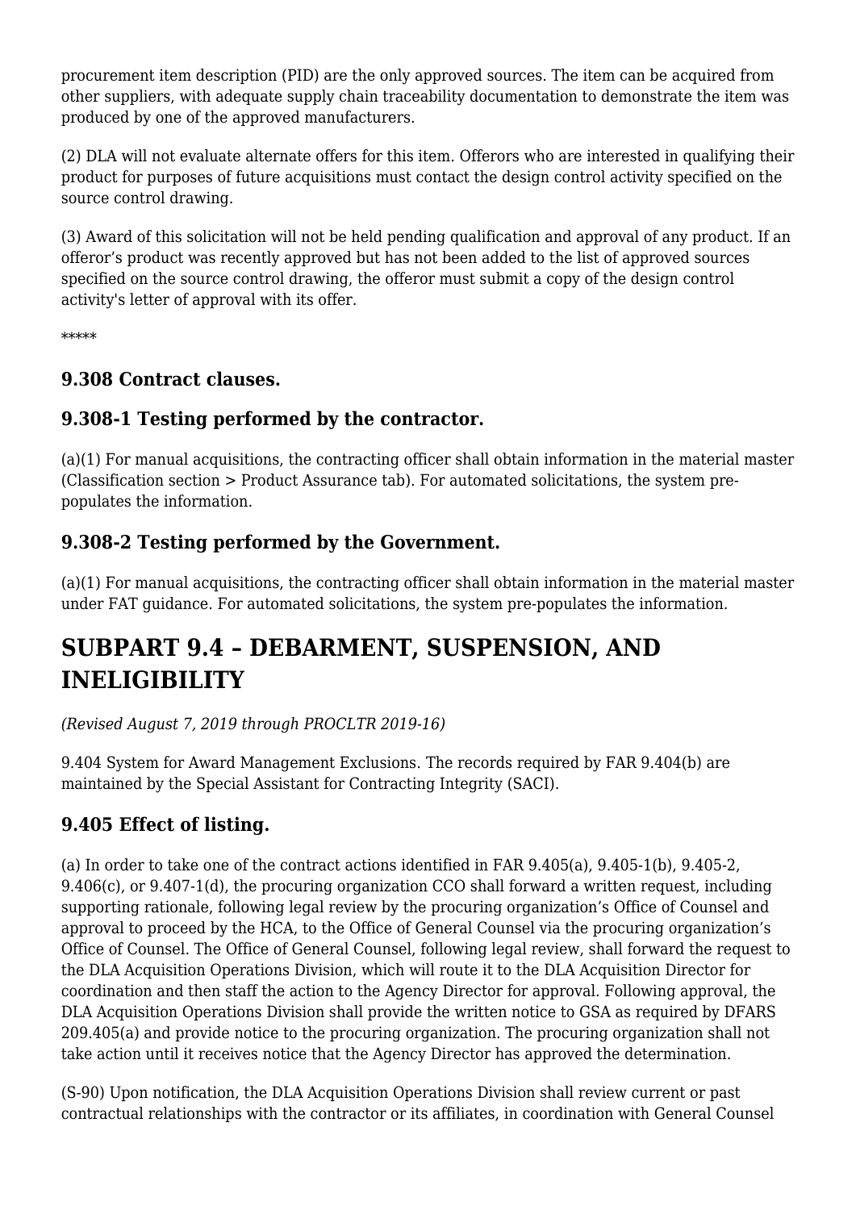procurement item description (PID) are the only approved sources. The item can be acquired from other suppliers, with adequate supply chain traceability documentation to demonstrate the item was produced by one of the approved manufacturers.

(2) DLA will not evaluate alternate offers for this item. Offerors who are interested in qualifying their product for purposes of future acquisitions must contact the design control activity specified on the source control drawing.

(3) Award of this solicitation will not be held pending qualification and approval of any product. If an offeror's product was recently approved but has not been added to the list of approved sources specified on the source control drawing, the offeror must submit a copy of the design control activity's letter of approval with its offer.

*****

### 9.308 Contract clauses.

### 9.308-1 Testing performed by the contractor.

(a)(1) For manual acquisitions, the contracting officer shall obtain information in the material master (Classification section > Product Assurance tab). For automated solicitations, the system pre-populates the information.

### 9.308-2 Testing performed by the Government.

(a)(1) For manual acquisitions, the contracting officer shall obtain information in the material master under FAT guidance. For automated solicitations, the system pre-populates the information.

## SUBPART 9.4 – DEBARMENT, SUSPENSION, AND INELIGIBILITY

*(Revised August 7, 2019 through PROCLTR 2019-16)*

9.404 System for Award Management Exclusions. The records required by FAR 9.404(b) are maintained by the Special Assistant for Contracting Integrity (SACI).

### 9.405 Effect of listing.

(a) In order to take one of the contract actions identified in FAR 9.405(a), 9.405-1(b), 9.405-2, 9.406(c), or 9.407-1(d), the procuring organization CCO shall forward a written request, including supporting rationale, following legal review by the procuring organization's Office of Counsel and approval to proceed by the HCA, to the Office of General Counsel via the procuring organization's Office of Counsel. The Office of General Counsel, following legal review, shall forward the request to the DLA Acquisition Operations Division, which will route it to the DLA Acquisition Director for coordination and then staff the action to the Agency Director for approval. Following approval, the DLA Acquisition Operations Division shall provide the written notice to GSA as required by DFARS 209.405(a) and provide notice to the procuring organization. The procuring organization shall not take action until it receives notice that the Agency Director has approved the determination.

(S-90) Upon notification, the DLA Acquisition Operations Division shall review current or past contractual relationships with the contractor or its affiliates, in coordination with General Counsel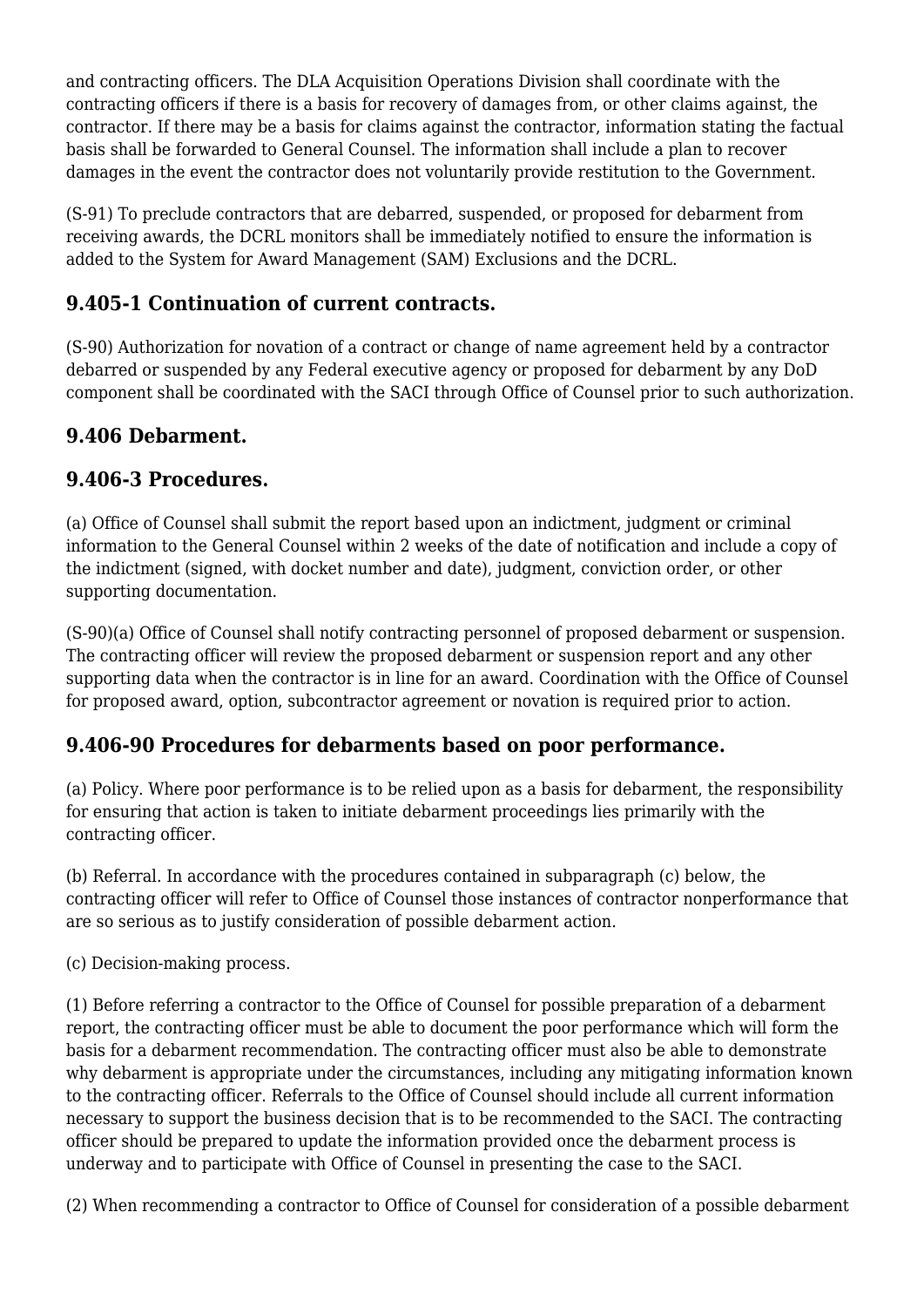and contracting officers. The DLA Acquisition Operations Division shall coordinate with the contracting officers if there is a basis for recovery of damages from, or other claims against, the contractor. If there may be a basis for claims against the contractor, information stating the factual basis shall be forwarded to General Counsel. The information shall include a plan to recover damages in the event the contractor does not voluntarily provide restitution to the Government.

(S-91) To preclude contractors that are debarred, suspended, or proposed for debarment from receiving awards, the DCRL monitors shall be immediately notified to ensure the information is added to the System for Award Management (SAM) Exclusions and the DCRL.

### 9.405-1 Continuation of current contracts.

(S-90) Authorization for novation of a contract or change of name agreement held by a contractor debarred or suspended by any Federal executive agency or proposed for debarment by any DoD component shall be coordinated with the SACI through Office of Counsel prior to such authorization.

### 9.406 Debarment.

### 9.406-3 Procedures.

(a) Office of Counsel shall submit the report based upon an indictment, judgment or criminal information to the General Counsel within 2 weeks of the date of notification and include a copy of the indictment (signed, with docket number and date), judgment, conviction order, or other supporting documentation.

(S-90)(a) Office of Counsel shall notify contracting personnel of proposed debarment or suspension. The contracting officer will review the proposed debarment or suspension report and any other supporting data when the contractor is in line for an award. Coordination with the Office of Counsel for proposed award, option, subcontractor agreement or novation is required prior to action.

### 9.406-90 Procedures for debarments based on poor performance.

(a) Policy. Where poor performance is to be relied upon as a basis for debarment, the responsibility for ensuring that action is taken to initiate debarment proceedings lies primarily with the contracting officer.

(b) Referral. In accordance with the procedures contained in subparagraph (c) below, the contracting officer will refer to Office of Counsel those instances of contractor nonperformance that are so serious as to justify consideration of possible debarment action.

(c) Decision-making process.

(1) Before referring a contractor to the Office of Counsel for possible preparation of a debarment report, the contracting officer must be able to document the poor performance which will form the basis for a debarment recommendation. The contracting officer must also be able to demonstrate why debarment is appropriate under the circumstances, including any mitigating information known to the contracting officer. Referrals to the Office of Counsel should include all current information necessary to support the business decision that is to be recommended to the SACI. The contracting officer should be prepared to update the information provided once the debarment process is underway and to participate with Office of Counsel in presenting the case to the SACI.

(2) When recommending a contractor to Office of Counsel for consideration of a possible debarment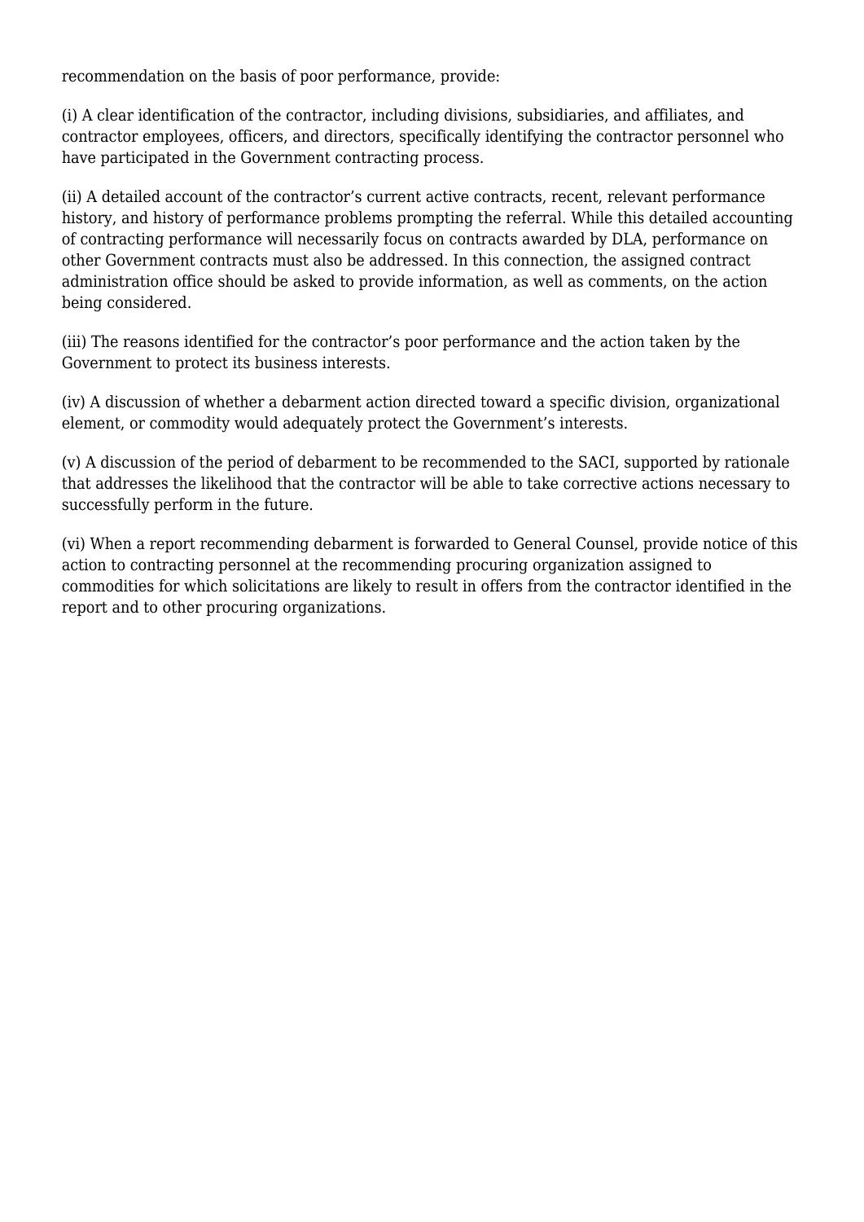recommendation on the basis of poor performance, provide:

(i) A clear identification of the contractor, including divisions, subsidiaries, and affiliates, and contractor employees, officers, and directors, specifically identifying the contractor personnel who have participated in the Government contracting process.

(ii) A detailed account of the contractor's current active contracts, recent, relevant performance history, and history of performance problems prompting the referral. While this detailed accounting of contracting performance will necessarily focus on contracts awarded by DLA, performance on other Government contracts must also be addressed. In this connection, the assigned contract administration office should be asked to provide information, as well as comments, on the action being considered.

(iii) The reasons identified for the contractor's poor performance and the action taken by the Government to protect its business interests.

(iv) A discussion of whether a debarment action directed toward a specific division, organizational element, or commodity would adequately protect the Government's interests.

(v) A discussion of the period of debarment to be recommended to the SACI, supported by rationale that addresses the likelihood that the contractor will be able to take corrective actions necessary to successfully perform in the future.

(vi) When a report recommending debarment is forwarded to General Counsel, provide notice of this action to contracting personnel at the recommending procuring organization assigned to commodities for which solicitations are likely to result in offers from the contractor identified in the report and to other procuring organizations.